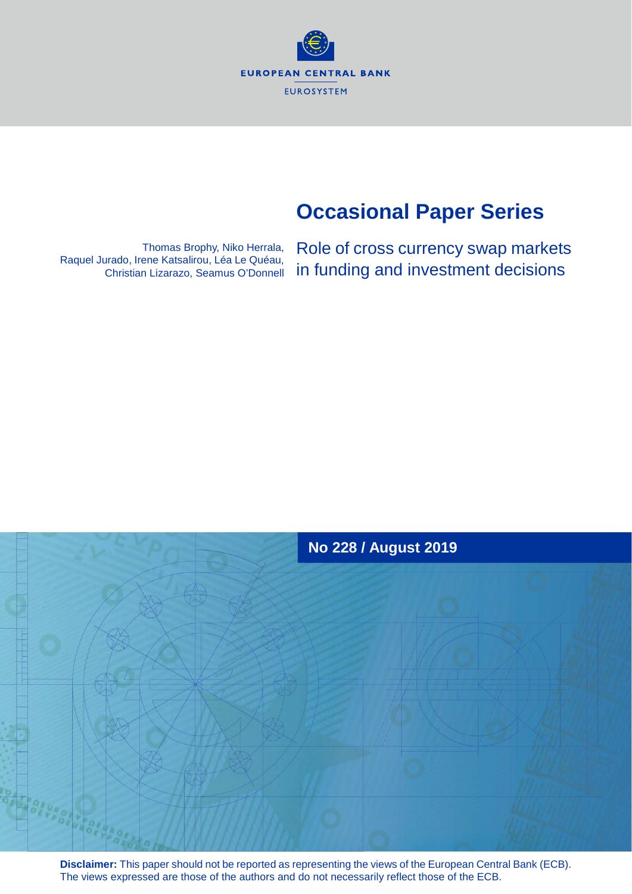EUROPEAN CENTRAL BANK

EUROSYSTEM

# Occasional Paper Series

Thomas Brophy, Niko Herrala, Raquel Jurado, Irene Katsalirou, Léa Le Quéau, Christian Lizarazo, Seamus O'Donnell

## Role of cross currency swap markets in funding and investment decisions

**No 228 / August 2019**

**Disclaimer:** This paper should not be reported as representing the views of the European Central Bank (ECB). The views expressed are those of the authors and do not necessarily reflect those of the ECB.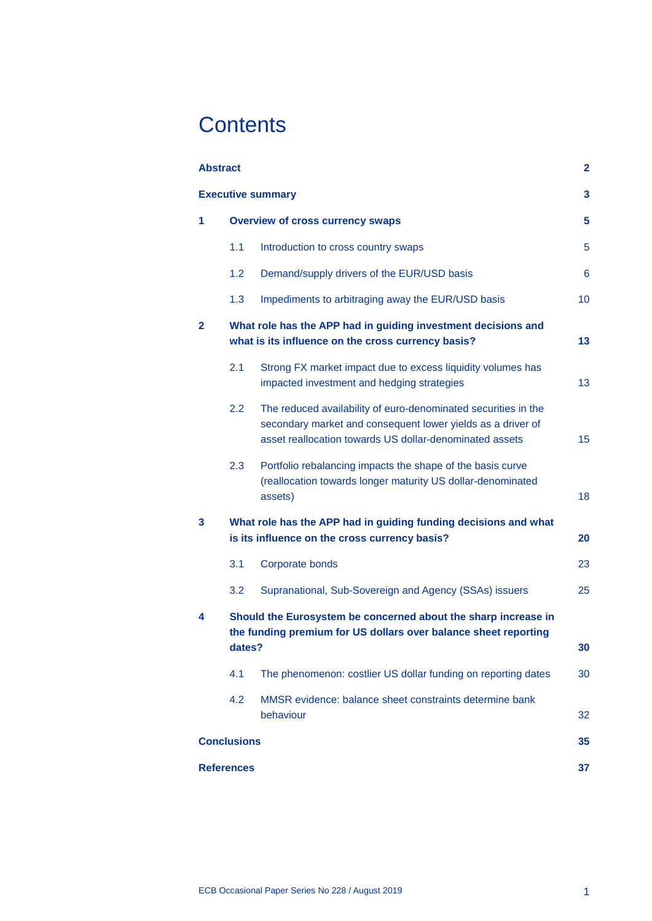# Contents

| | |
|---|---|
| **Abstract** | **2** |
| **Executive summary** | **3** |
| **1 Overview of cross currency swaps** | **5** |
| 1.1 Introduction to cross country swaps | 5 |
| 1.2 Demand/supply drivers of the EUR/USD basis | 6 |
| 1.3 Impediments to arbitraging away the EUR/USD basis | 10 |
| **2 What role has the APP had in guiding investment decisions and what is its influence on the cross currency basis?** | **13** |
| 2.1 Strong FX market impact due to excess liquidity volumes has impacted investment and hedging strategies | 13 |
| 2.2 The reduced availability of euro-denominated securities in the secondary market and consequent lower yields as a driver of asset reallocation towards US dollar-denominated assets | 15 |
| 2.3 Portfolio rebalancing impacts the shape of the basis curve (reallocation towards longer maturity US dollar-denominated assets) | 18 |
| **3 What role has the APP had in guiding funding decisions and what is its influence on the cross currency basis?** | **20** |
| 3.1 Corporate bonds | 23 |
| 3.2 Supranational, Sub-Sovereign and Agency (SSAs) issuers | 25 |
| **4 Should the Eurosystem be concerned about the sharp increase in the funding premium for US dollars over balance sheet reporting dates?** | **30** |
| 4.1 The phenomenon: costlier US dollar funding on reporting dates | 30 |
| 4.2 MMSR evidence: balance sheet constraints determine bank behaviour | 32 |
| **Conclusions** | **35** |
| **References** | **37** |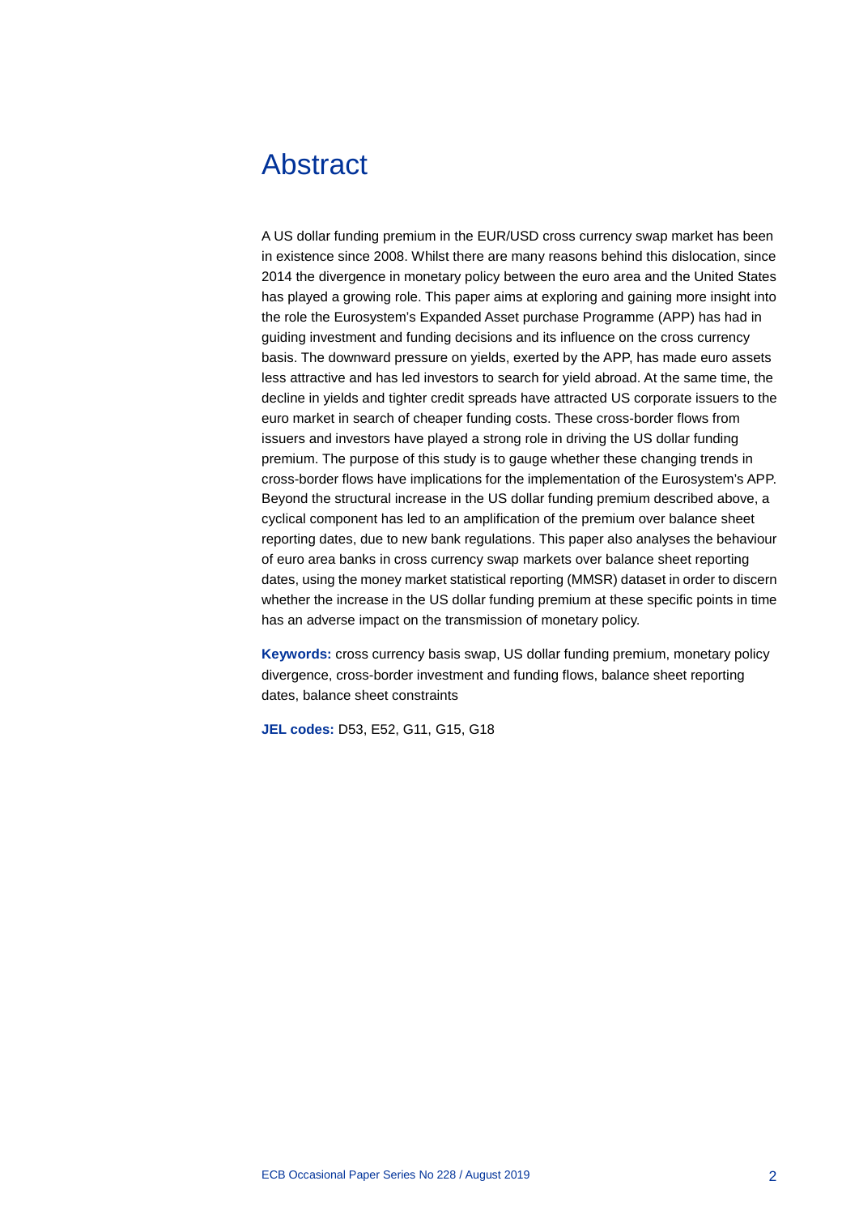# Abstract

A US dollar funding premium in the EUR/USD cross currency swap market has been in existence since 2008. Whilst there are many reasons behind this dislocation, since 2014 the divergence in monetary policy between the euro area and the United States has played a growing role. This paper aims at exploring and gaining more insight into the role the Eurosystem's Expanded Asset purchase Programme (APP) has had in guiding investment and funding decisions and its influence on the cross currency basis. The downward pressure on yields, exerted by the APP, has made euro assets less attractive and has led investors to search for yield abroad. At the same time, the decline in yields and tighter credit spreads have attracted US corporate issuers to the euro market in search of cheaper funding costs. These cross-border flows from issuers and investors have played a strong role in driving the US dollar funding premium. The purpose of this study is to gauge whether these changing trends in cross-border flows have implications for the implementation of the Eurosystem's APP. Beyond the structural increase in the US dollar funding premium described above, a cyclical component has led to an amplification of the premium over balance sheet reporting dates, due to new bank regulations. This paper also analyses the behaviour of euro area banks in cross currency swap markets over balance sheet reporting dates, using the money market statistical reporting (MMSR) dataset in order to discern whether the increase in the US dollar funding premium at these specific points in time has an adverse impact on the transmission of monetary policy.

**Keywords:** cross currency basis swap, US dollar funding premium, monetary policy divergence, cross-border investment and funding flows, balance sheet reporting dates, balance sheet constraints

**JEL codes:** D53, E52, G11, G15, G18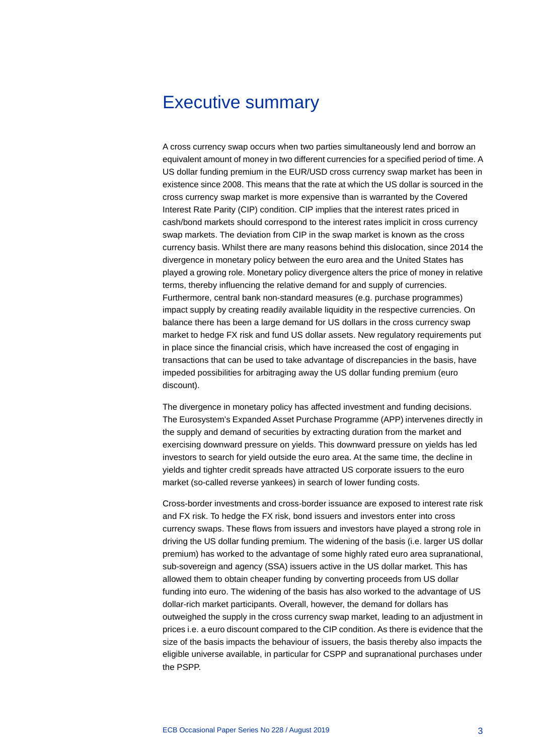# Executive summary

A cross currency swap occurs when two parties simultaneously lend and borrow an equivalent amount of money in two different currencies for a specified period of time. A US dollar funding premium in the EUR/USD cross currency swap market has been in existence since 2008. This means that the rate at which the US dollar is sourced in the cross currency swap market is more expensive than is warranted by the Covered Interest Rate Parity (CIP) condition. CIP implies that the interest rates priced in cash/bond markets should correspond to the interest rates implicit in cross currency swap markets. The deviation from CIP in the swap market is known as the cross currency basis. Whilst there are many reasons behind this dislocation, since 2014 the divergence in monetary policy between the euro area and the United States has played a growing role. Monetary policy divergence alters the price of money in relative terms, thereby influencing the relative demand for and supply of currencies. Furthermore, central bank non-standard measures (e.g. purchase programmes) impact supply by creating readily available liquidity in the respective currencies. On balance there has been a large demand for US dollars in the cross currency swap market to hedge FX risk and fund US dollar assets. New regulatory requirements put in place since the financial crisis, which have increased the cost of engaging in transactions that can be used to take advantage of discrepancies in the basis, have impeded possibilities for arbitraging away the US dollar funding premium (euro discount).

The divergence in monetary policy has affected investment and funding decisions. The Eurosystem's Expanded Asset Purchase Programme (APP) intervenes directly in the supply and demand of securities by extracting duration from the market and exercising downward pressure on yields. This downward pressure on yields has led investors to search for yield outside the euro area. At the same time, the decline in yields and tighter credit spreads have attracted US corporate issuers to the euro market (so-called reverse yankees) in search of lower funding costs.

Cross-border investments and cross-border issuance are exposed to interest rate risk and FX risk. To hedge the FX risk, bond issuers and investors enter into cross currency swaps. These flows from issuers and investors have played a strong role in driving the US dollar funding premium. The widening of the basis (i.e. larger US dollar premium) has worked to the advantage of some highly rated euro area supranational, sub-sovereign and agency (SSA) issuers active in the US dollar market. This has allowed them to obtain cheaper funding by converting proceeds from US dollar funding into euro. The widening of the basis has also worked to the advantage of US dollar-rich market participants. Overall, however, the demand for dollars has outweighed the supply in the cross currency swap market, leading to an adjustment in prices i.e. a euro discount compared to the CIP condition. As there is evidence that the size of the basis impacts the behaviour of issuers, the basis thereby also impacts the eligible universe available, in particular for CSPP and supranational purchases under the PSPP.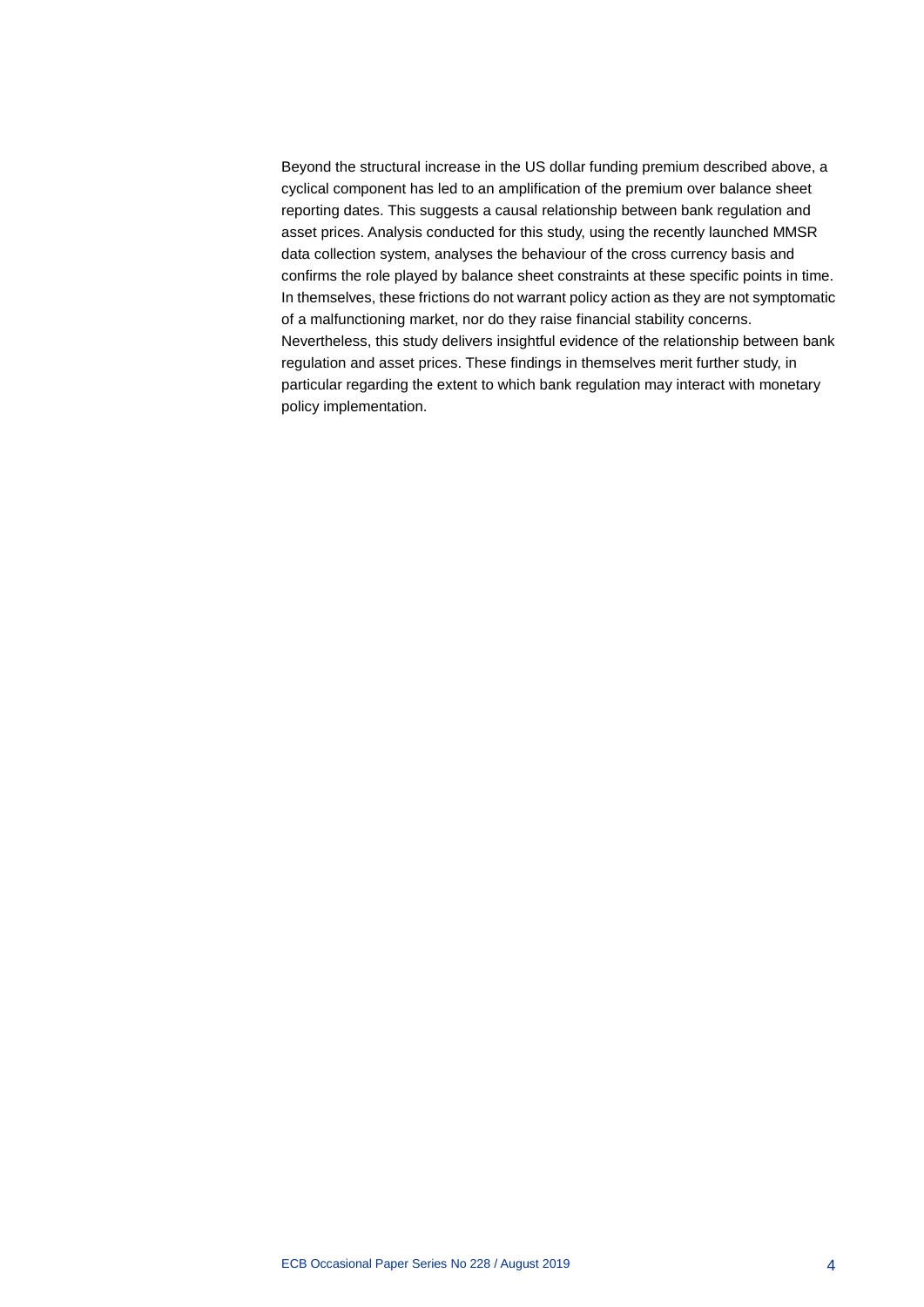Beyond the structural increase in the US dollar funding premium described above, a cyclical component has led to an amplification of the premium over balance sheet reporting dates. This suggests a causal relationship between bank regulation and asset prices. Analysis conducted for this study, using the recently launched MMSR data collection system, analyses the behaviour of the cross currency basis and confirms the role played by balance sheet constraints at these specific points in time. In themselves, these frictions do not warrant policy action as they are not symptomatic of a malfunctioning market, nor do they raise financial stability concerns. Nevertheless, this study delivers insightful evidence of the relationship between bank regulation and asset prices. These findings in themselves merit further study, in particular regarding the extent to which bank regulation may interact with monetary policy implementation.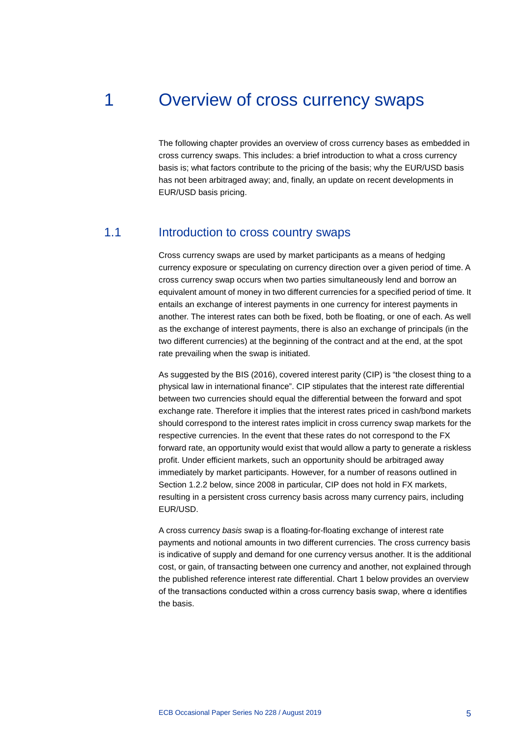# 1 Overview of cross currency swaps

The following chapter provides an overview of cross currency bases as embedded in cross currency swaps. This includes: a brief introduction to what a cross currency basis is; what factors contribute to the pricing of the basis; why the EUR/USD basis has not been arbitraged away; and, finally, an update on recent developments in EUR/USD basis pricing.

## 1.1 Introduction to cross country swaps

Cross currency swaps are used by market participants as a means of hedging currency exposure or speculating on currency direction over a given period of time. A cross currency swap occurs when two parties simultaneously lend and borrow an equivalent amount of money in two different currencies for a specified period of time. It entails an exchange of interest payments in one currency for interest payments in another. The interest rates can both be fixed, both be floating, or one of each. As well as the exchange of interest payments, there is also an exchange of principals (in the two different currencies) at the beginning of the contract and at the end, at the spot rate prevailing when the swap is initiated.

As suggested by the BIS (2016), covered interest parity (CIP) is "the closest thing to a physical law in international finance". CIP stipulates that the interest rate differential between two currencies should equal the differential between the forward and spot exchange rate. Therefore it implies that the interest rates priced in cash/bond markets should correspond to the interest rates implicit in cross currency swap markets for the respective currencies. In the event that these rates do not correspond to the FX forward rate, an opportunity would exist that would allow a party to generate a riskless profit. Under efficient markets, such an opportunity should be arbitraged away immediately by market participants. However, for a number of reasons outlined in Section 1.2.2 below, since 2008 in particular, CIP does not hold in FX markets, resulting in a persistent cross currency basis across many currency pairs, including EUR/USD.

A cross currency *basis* swap is a floating-for-floating exchange of interest rate payments and notional amounts in two different currencies. The cross currency basis is indicative of supply and demand for one currency versus another. It is the additional cost, or gain, of transacting between one currency and another, not explained through the published reference interest rate differential. Chart 1 below provides an overview of the transactions conducted within a cross currency basis swap, where $\alpha$ identifies the basis.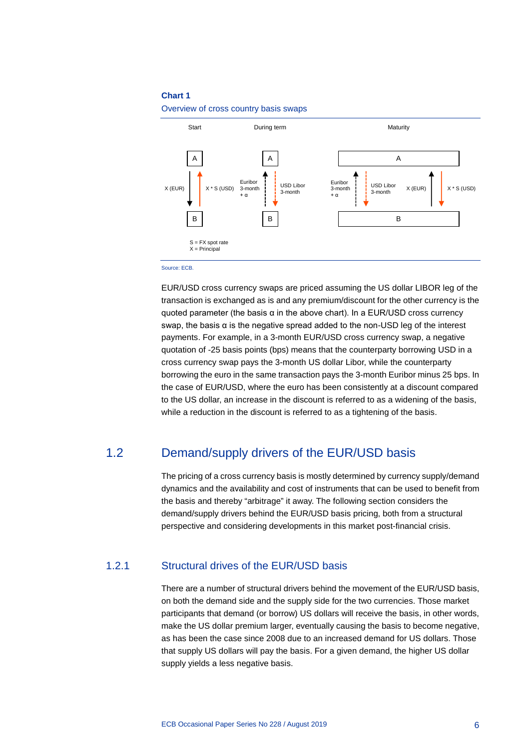**Chart 1**

Overview of cross country basis swaps

Start | During term | Maturity

A | A | A

X (EUR) | X * S (USD) | Euribor 3-month + α | USD Libor 3-month | Euribor 3-month + α | USD Libor 3-month | X (EUR) | X * S (USD)

B | B | B

S = FX spot rate
X = Principal

Source: ECB.

EUR/USD cross currency swaps are priced assuming the US dollar LIBOR leg of the transaction is exchanged as is and any premium/discount for the other currency is the quoted parameter (the basis α in the above chart). In a EUR/USD cross currency swap, the basis α is the negative spread added to the non-USD leg of the interest payments. For example, in a 3-month EUR/USD cross currency swap, a negative quotation of -25 basis points (bps) means that the counterparty borrowing USD in a cross currency swap pays the 3-month US dollar Libor, while the counterparty borrowing the euro in the same transaction pays the 3-month Euribor minus 25 bps. In the case of EUR/USD, where the euro has been consistently at a discount compared to the US dollar, an increase in the discount is referred to as a widening of the basis, while a reduction in the discount is referred to as a tightening of the basis.

## 1.2 Demand/supply drivers of the EUR/USD basis

The pricing of a cross currency basis is mostly determined by currency supply/demand dynamics and the availability and cost of instruments that can be used to benefit from the basis and thereby "arbitrage" it away. The following section considers the demand/supply drivers behind the EUR/USD basis pricing, both from a structural perspective and considering developments in this market post-financial crisis.

### 1.2.1 Structural drives of the EUR/USD basis

There are a number of structural drivers behind the movement of the EUR/USD basis, on both the demand side and the supply side for the two currencies. Those market participants that demand (or borrow) US dollars will receive the basis, in other words, make the US dollar premium larger, eventually causing the basis to become negative, as has been the case since 2008 due to an increased demand for US dollars. Those that supply US dollars will pay the basis. For a given demand, the higher US dollar supply yields a less negative basis.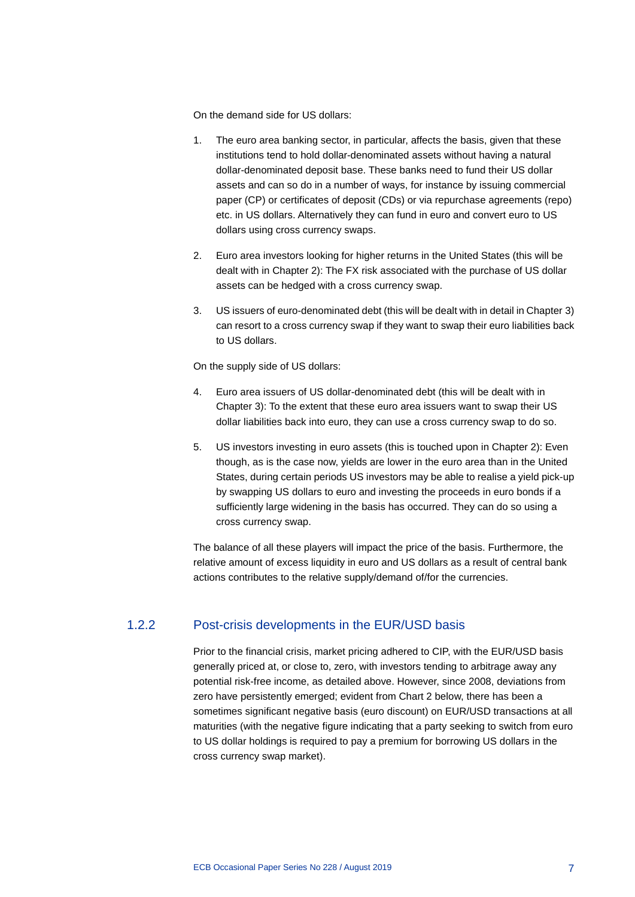On the demand side for US dollars:

1. The euro area banking sector, in particular, affects the basis, given that these institutions tend to hold dollar-denominated assets without having a natural dollar-denominated deposit base. These banks need to fund their US dollar assets and can so do in a number of ways, for instance by issuing commercial paper (CP) or certificates of deposit (CDs) or via repurchase agreements (repo) etc. in US dollars. Alternatively they can fund in euro and convert euro to US dollars using cross currency swaps.

2. Euro area investors looking for higher returns in the United States (this will be dealt with in Chapter 2): The FX risk associated with the purchase of US dollar assets can be hedged with a cross currency swap.

3. US issuers of euro-denominated debt (this will be dealt with in detail in Chapter 3) can resort to a cross currency swap if they want to swap their euro liabilities back to US dollars.

On the supply side of US dollars:

4. Euro area issuers of US dollar-denominated debt (this will be dealt with in Chapter 3): To the extent that these euro area issuers want to swap their US dollar liabilities back into euro, they can use a cross currency swap to do so.

5. US investors investing in euro assets (this is touched upon in Chapter 2): Even though, as is the case now, yields are lower in the euro area than in the United States, during certain periods US investors may be able to realise a yield pick-up by swapping US dollars to euro and investing the proceeds in euro bonds if a sufficiently large widening in the basis has occurred. They can do so using a cross currency swap.

The balance of all these players will impact the price of the basis. Furthermore, the relative amount of excess liquidity in euro and US dollars as a result of central bank actions contributes to the relative supply/demand of/for the currencies.

### 1.2.2 Post-crisis developments in the EUR/USD basis

Prior to the financial crisis, market pricing adhered to CIP, with the EUR/USD basis generally priced at, or close to, zero, with investors tending to arbitrage away any potential risk-free income, as detailed above. However, since 2008, deviations from zero have persistently emerged; evident from Chart 2 below, there has been a sometimes significant negative basis (euro discount) on EUR/USD transactions at all maturities (with the negative figure indicating that a party seeking to switch from euro to US dollar holdings is required to pay a premium for borrowing US dollars in the cross currency swap market).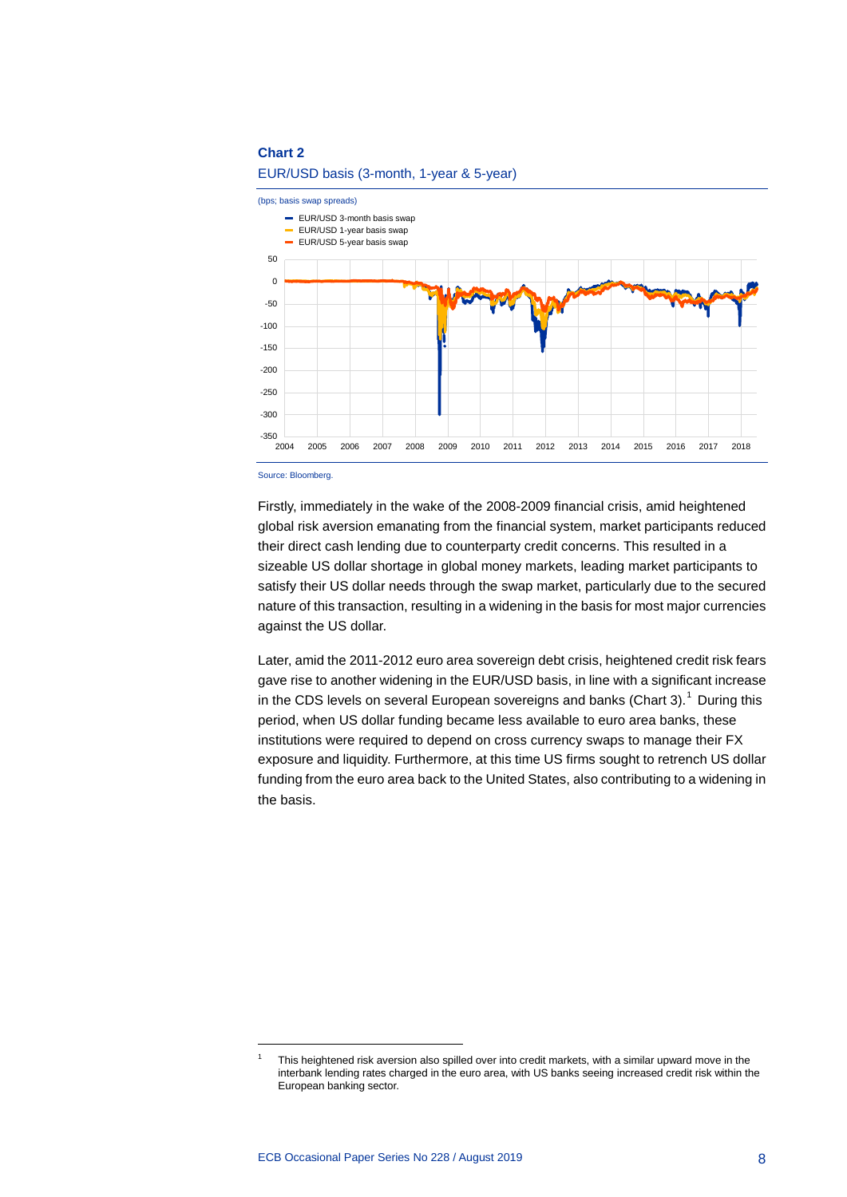**Chart 2**

EUR/USD basis (3-month, 1-year & 5-year)

(bps; basis swap spreads)

- EUR/USD 3-month basis swap
- EUR/USD 1-year basis swap
- EUR/USD 5-year basis swap

Source: Bloomberg.

Firstly, immediately in the wake of the 2008-2009 financial crisis, amid heightened global risk aversion emanating from the financial system, market participants reduced their direct cash lending due to counterparty credit concerns. This resulted in a sizeable US dollar shortage in global money markets, leading market participants to satisfy their US dollar needs through the swap market, particularly due to the secured nature of this transaction, resulting in a widening in the basis for most major currencies against the US dollar.

Later, amid the 2011-2012 euro area sovereign debt crisis, heightened credit risk fears gave rise to another widening in the EUR/USD basis, in line with a significant increase in the CDS levels on several European sovereigns and banks (Chart 3).[1] During this period, when US dollar funding became less available to euro area banks, these institutions were required to depend on cross currency swaps to manage their FX exposure and liquidity. Furthermore, at this time US firms sought to retrench US dollar funding from the euro area back to the United States, also contributing to a widening in the basis.

[1] This heightened risk aversion also spilled over into credit markets, with a similar upward move in the interbank lending rates charged in the euro area, with US banks seeing increased credit risk within the European banking sector.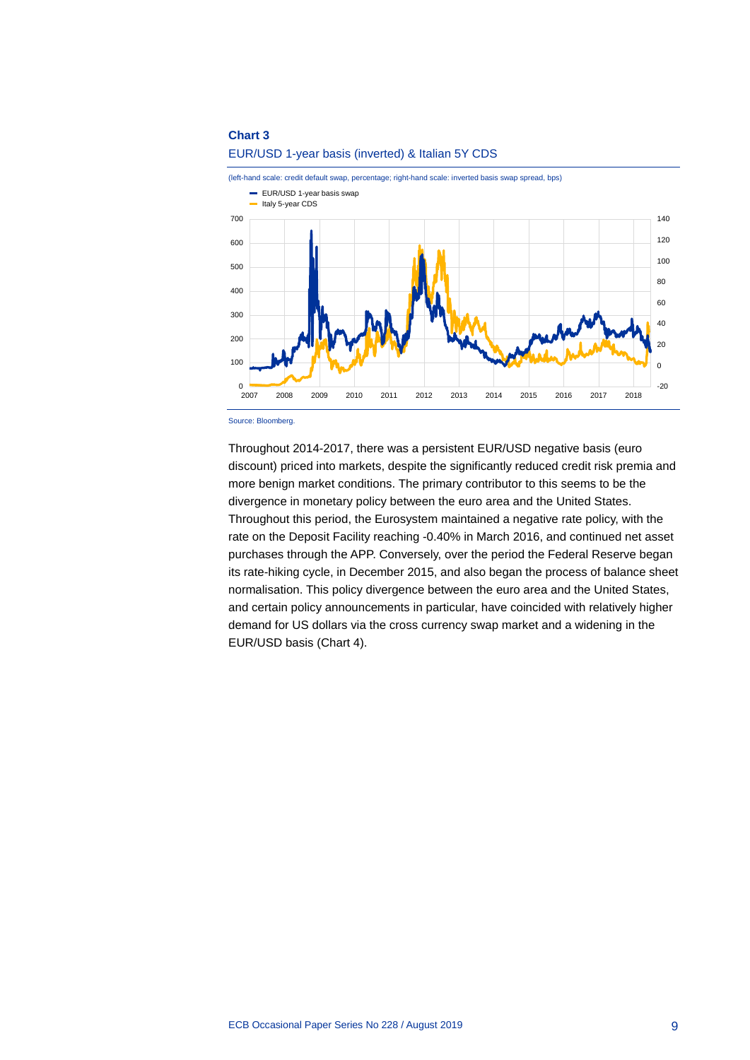**Chart 3**

EUR/USD 1-year basis (inverted) & Italian 5Y CDS

(left-hand scale: credit default swap, percentage; right-hand scale: inverted basis swap spread, bps)

Source: Bloomberg.

Throughout 2014-2017, there was a persistent EUR/USD negative basis (euro discount) priced into markets, despite the significantly reduced credit risk premia and more benign market conditions. The primary contributor to this seems to be the divergence in monetary policy between the euro area and the United States. Throughout this period, the Eurosystem maintained a negative rate policy, with the rate on the Deposit Facility reaching -0.40% in March 2016, and continued net asset purchases through the APP. Conversely, over the period the Federal Reserve began its rate-hiking cycle, in December 2015, and also began the process of balance sheet normalisation. This policy divergence between the euro area and the United States, and certain policy announcements in particular, have coincided with relatively higher demand for US dollars via the cross currency swap market and a widening in the EUR/USD basis (Chart 4).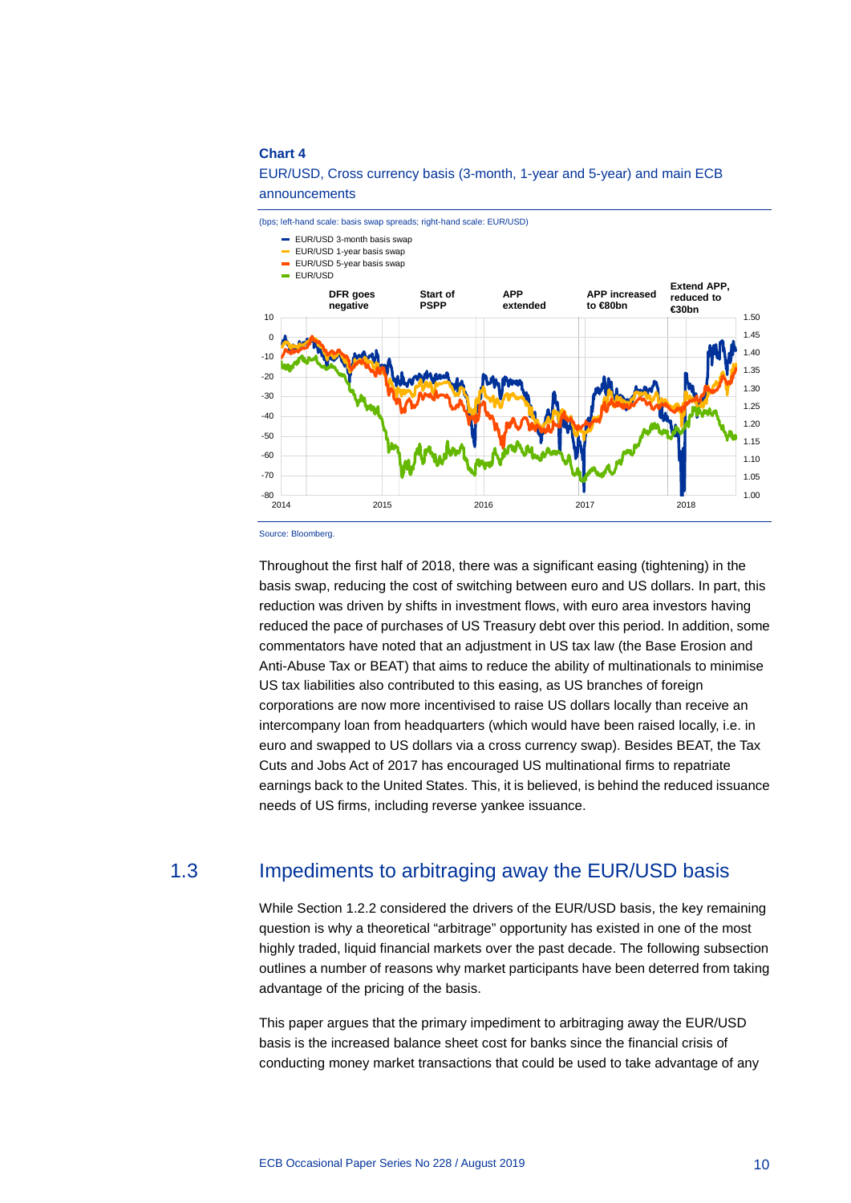**Chart 4**

EUR/USD, Cross currency basis (3-month, 1-year and 5-year) and main ECB announcements

(bps; left-hand scale: basis swap spreads; right-hand scale: EUR/USD)

Source: Bloomberg.

Throughout the first half of 2018, there was a significant easing (tightening) in the basis swap, reducing the cost of switching between euro and US dollars. In part, this reduction was driven by shifts in investment flows, with euro area investors having reduced the pace of purchases of US Treasury debt over this period. In addition, some commentators have noted that an adjustment in US tax law (the Base Erosion and Anti-Abuse Tax or BEAT) that aims to reduce the ability of multinationals to minimise US tax liabilities also contributed to this easing, as US branches of foreign corporations are now more incentivised to raise US dollars locally than receive an intercompany loan from headquarters (which would have been raised locally, i.e. in euro and swapped to US dollars via a cross currency swap). Besides BEAT, the Tax Cuts and Jobs Act of 2017 has encouraged US multinational firms to repatriate earnings back to the United States. This, it is believed, is behind the reduced issuance needs of US firms, including reverse yankee issuance.

## 1.3 Impediments to arbitraging away the EUR/USD basis

While Section 1.2.2 considered the drivers of the EUR/USD basis, the key remaining question is why a theoretical "arbitrage" opportunity has existed in one of the most highly traded, liquid financial markets over the past decade. The following subsection outlines a number of reasons why market participants have been deterred from taking advantage of the pricing of the basis.

This paper argues that the primary impediment to arbitraging away the EUR/USD basis is the increased balance sheet cost for banks since the financial crisis of conducting money market transactions that could be used to take advantage of any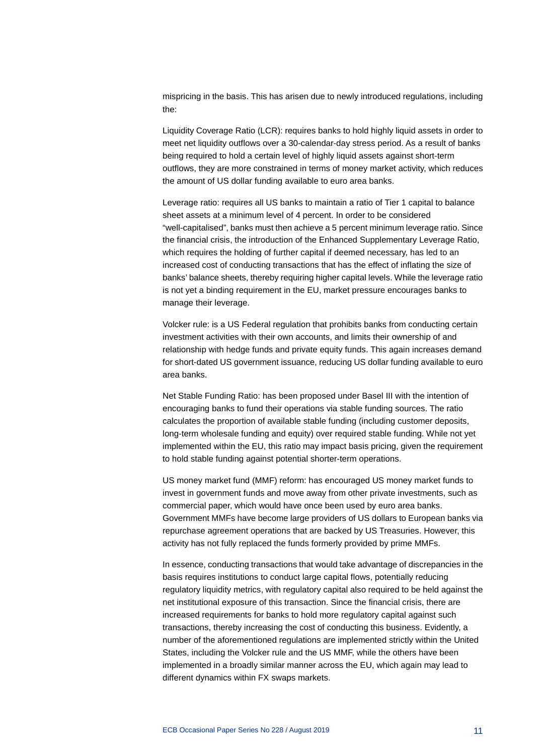mispricing in the basis. This has arisen due to newly introduced regulations, including the:

Liquidity Coverage Ratio (LCR): requires banks to hold highly liquid assets in order to meet net liquidity outflows over a 30-calendar-day stress period. As a result of banks being required to hold a certain level of highly liquid assets against short-term outflows, they are more constrained in terms of money market activity, which reduces the amount of US dollar funding available to euro area banks.

Leverage ratio: requires all US banks to maintain a ratio of Tier 1 capital to balance sheet assets at a minimum level of 4 percent. In order to be considered "well-capitalised", banks must then achieve a 5 percent minimum leverage ratio. Since the financial crisis, the introduction of the Enhanced Supplementary Leverage Ratio, which requires the holding of further capital if deemed necessary, has led to an increased cost of conducting transactions that has the effect of inflating the size of banks' balance sheets, thereby requiring higher capital levels. While the leverage ratio is not yet a binding requirement in the EU, market pressure encourages banks to manage their leverage.

Volcker rule: is a US Federal regulation that prohibits banks from conducting certain investment activities with their own accounts, and limits their ownership of and relationship with hedge funds and private equity funds. This again increases demand for short-dated US government issuance, reducing US dollar funding available to euro area banks.

Net Stable Funding Ratio: has been proposed under Basel III with the intention of encouraging banks to fund their operations via stable funding sources. The ratio calculates the proportion of available stable funding (including customer deposits, long-term wholesale funding and equity) over required stable funding. While not yet implemented within the EU, this ratio may impact basis pricing, given the requirement to hold stable funding against potential shorter-term operations.

US money market fund (MMF) reform: has encouraged US money market funds to invest in government funds and move away from other private investments, such as commercial paper, which would have once been used by euro area banks. Government MMFs have become large providers of US dollars to European banks via repurchase agreement operations that are backed by US Treasuries. However, this activity has not fully replaced the funds formerly provided by prime MMFs.

In essence, conducting transactions that would take advantage of discrepancies in the basis requires institutions to conduct large capital flows, potentially reducing regulatory liquidity metrics, with regulatory capital also required to be held against the net institutional exposure of this transaction. Since the financial crisis, there are increased requirements for banks to hold more regulatory capital against such transactions, thereby increasing the cost of conducting this business. Evidently, a number of the aforementioned regulations are implemented strictly within the United States, including the Volcker rule and the US MMF, while the others have been implemented in a broadly similar manner across the EU, which again may lead to different dynamics within FX swaps markets.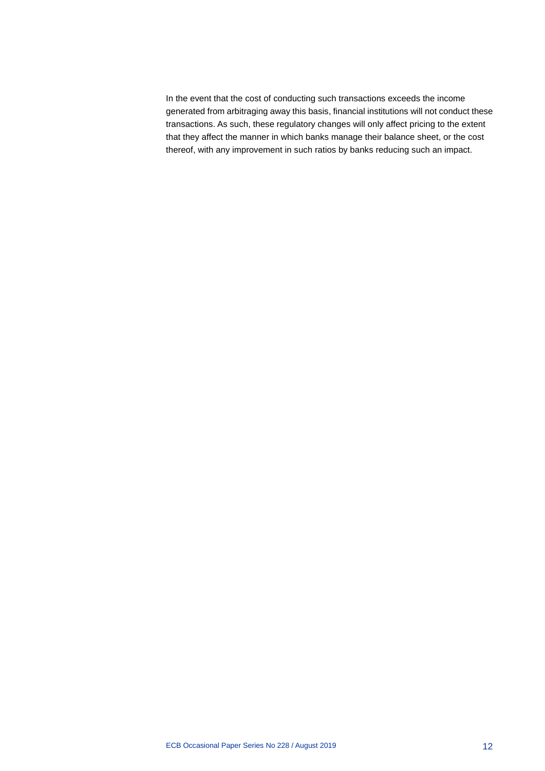In the event that the cost of conducting such transactions exceeds the income generated from arbitraging away this basis, financial institutions will not conduct these transactions. As such, these regulatory changes will only affect pricing to the extent that they affect the manner in which banks manage their balance sheet, or the cost thereof, with any improvement in such ratios by banks reducing such an impact.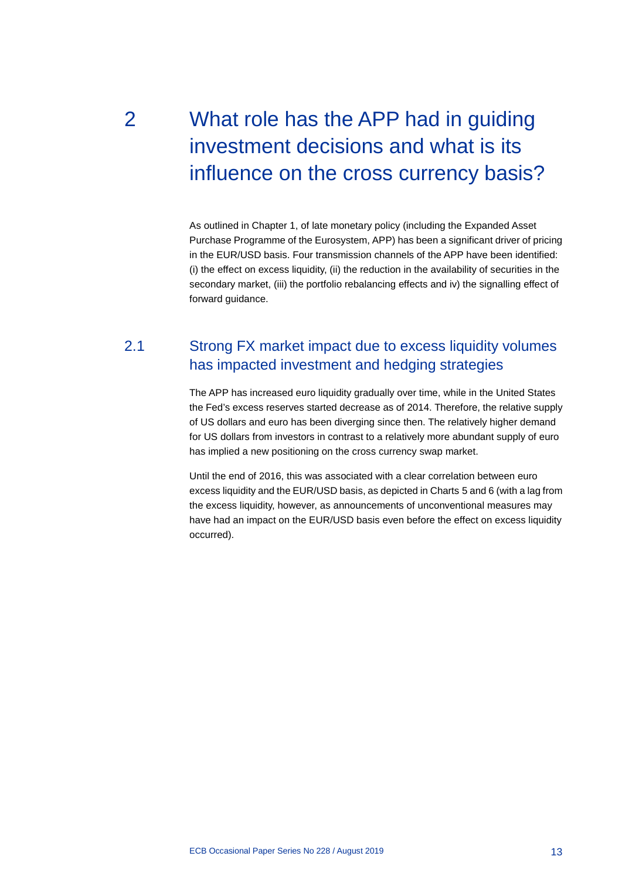# 2 What role has the APP had in guiding investment decisions and what is its influence on the cross currency basis?

As outlined in Chapter 1, of late monetary policy (including the Expanded Asset Purchase Programme of the Eurosystem, APP) has been a significant driver of pricing in the EUR/USD basis. Four transmission channels of the APP have been identified: (i) the effect on excess liquidity, (ii) the reduction in the availability of securities in the secondary market, (iii) the portfolio rebalancing effects and iv) the signalling effect of forward guidance.

## 2.1 Strong FX market impact due to excess liquidity volumes has impacted investment and hedging strategies

The APP has increased euro liquidity gradually over time, while in the United States the Fed's excess reserves started decrease as of 2014. Therefore, the relative supply of US dollars and euro has been diverging since then. The relatively higher demand for US dollars from investors in contrast to a relatively more abundant supply of euro has implied a new positioning on the cross currency swap market.

Until the end of 2016, this was associated with a clear correlation between euro excess liquidity and the EUR/USD basis, as depicted in Charts 5 and 6 (with a lag from the excess liquidity, however, as announcements of unconventional measures may have had an impact on the EUR/USD basis even before the effect on excess liquidity occurred).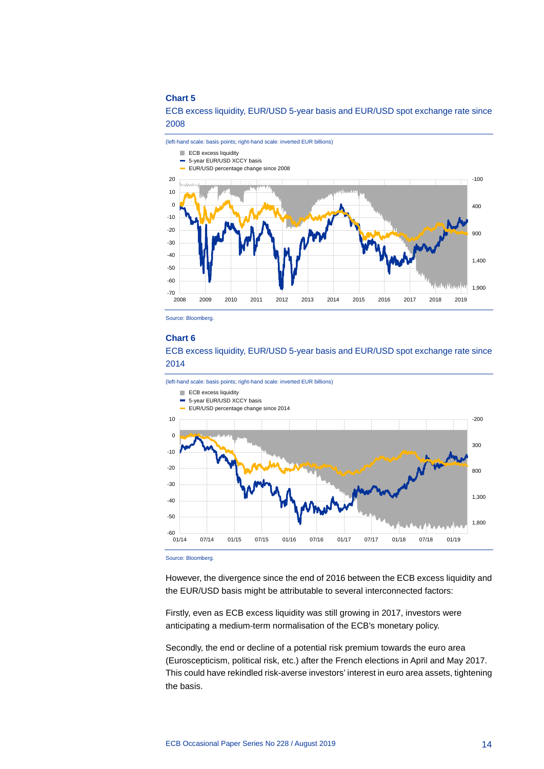**Chart 5**

ECB excess liquidity, EUR/USD 5-year basis and EUR/USD spot exchange rate since 2008

(left-hand scale: basis points; right-hand scale: inverted EUR billions)

- ECB excess liquidity
- 5-year EUR/USD XCCY basis
- EUR/USD percentage change since 2008

Source: Bloomberg.

**Chart 6**

ECB excess liquidity, EUR/USD 5-year basis and EUR/USD spot exchange rate since 2014

(left-hand scale: basis points; right-hand scale: inverted EUR billions)

- ECB excess liquidity
- 5-year EUR/USD XCCY basis
- EUR/USD percentage change since 2014

Source: Bloomberg.

However, the divergence since the end of 2016 between the ECB excess liquidity and the EUR/USD basis might be attributable to several interconnected factors:

Firstly, even as ECB excess liquidity was still growing in 2017, investors were anticipating a medium-term normalisation of the ECB's monetary policy.

Secondly, the end or decline of a potential risk premium towards the euro area (Euroscepticism, political risk, etc.) after the French elections in April and May 2017. This could have rekindled risk-averse investors' interest in euro area assets, tightening the basis.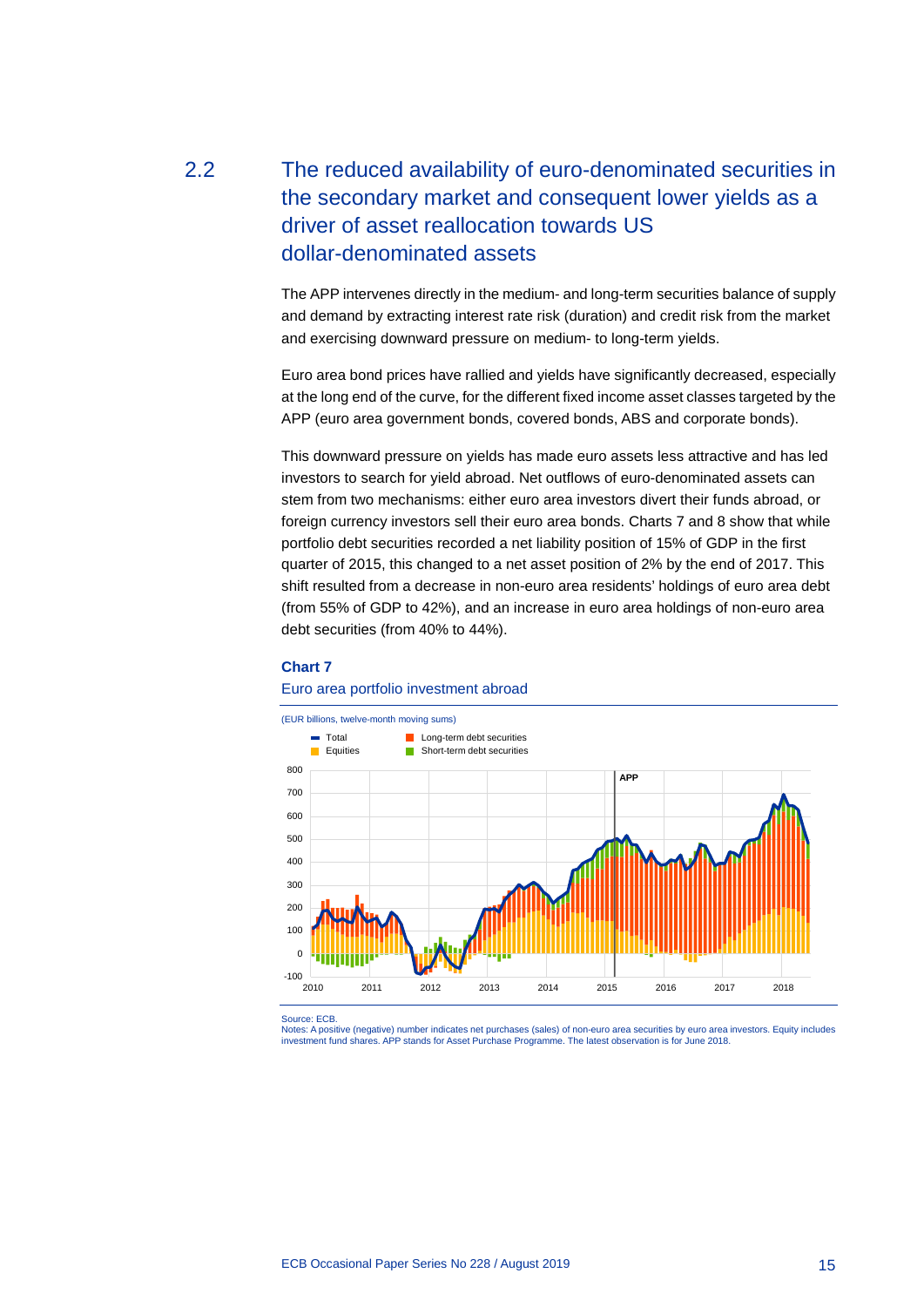## 2.2 The reduced availability of euro-denominated securities in the secondary market and consequent lower yields as a driver of asset reallocation towards US dollar-denominated assets

The APP intervenes directly in the medium- and long-term securities balance of supply and demand by extracting interest rate risk (duration) and credit risk from the market and exercising downward pressure on medium- to long-term yields.

Euro area bond prices have rallied and yields have significantly decreased, especially at the long end of the curve, for the different fixed income asset classes targeted by the APP (euro area government bonds, covered bonds, ABS and corporate bonds).

This downward pressure on yields has made euro assets less attractive and has led investors to search for yield abroad. Net outflows of euro-denominated assets can stem from two mechanisms: either euro area investors divert their funds abroad, or foreign currency investors sell their euro area bonds. Charts 7 and 8 show that while portfolio debt securities recorded a net liability position of 15% of GDP in the first quarter of 2015, this changed to a net asset position of 2% by the end of 2017. This shift resulted from a decrease in non-euro area residents' holdings of euro area debt (from 55% of GDP to 42%), and an increase in euro area holdings of non-euro area debt securities (from 40% to 44%).

**Chart 7**

Euro area portfolio investment abroad

(EUR billions, twelve-month moving sums)

Source: ECB.
Notes: A positive (negative) number indicates net purchases (sales) of non-euro area securities by euro area investors. Equity includes investment fund shares. APP stands for Asset Purchase Programme. The latest observation is for June 2018.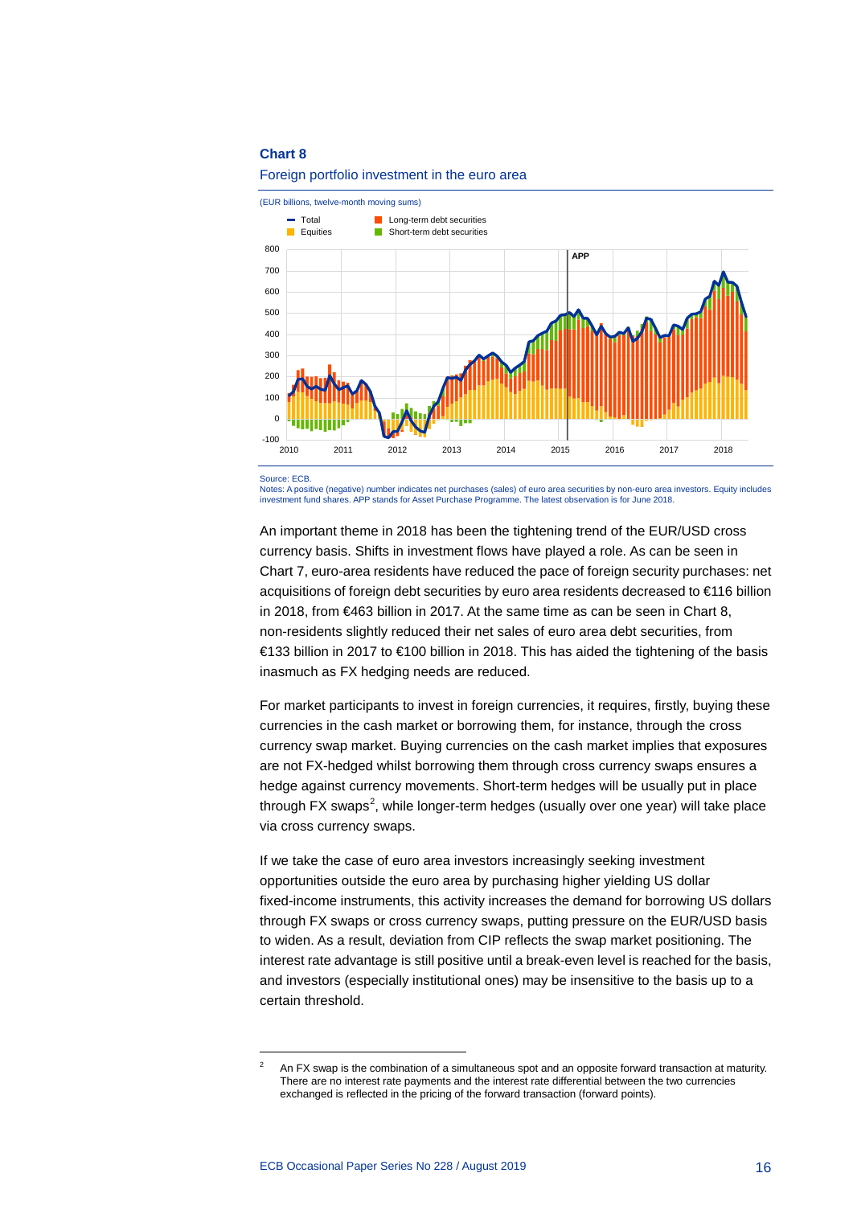**Chart 8**

Foreign portfolio investment in the euro area

(EUR billions, twelve-month moving sums)

Source: ECB.
Notes: A positive (negative) number indicates net purchases (sales) of euro area securities by non-euro area investors. Equity includes investment fund shares. APP stands for Asset Purchase Programme. The latest observation is for June 2018.

An important theme in 2018 has been the tightening trend of the EUR/USD cross currency basis. Shifts in investment flows have played a role. As can be seen in Chart 7, euro-area residents have reduced the pace of foreign security purchases: net acquisitions of foreign debt securities by euro area residents decreased to €116 billion in 2018, from €463 billion in 2017. At the same time as can be seen in Chart 8, non-residents slightly reduced their net sales of euro area debt securities, from €133 billion in 2017 to €100 billion in 2018. This has aided the tightening of the basis inasmuch as FX hedging needs are reduced.

For market participants to invest in foreign currencies, it requires, firstly, buying these currencies in the cash market or borrowing them, for instance, through the cross currency swap market. Buying currencies on the cash market implies that exposures are not FX-hedged whilst borrowing them through cross currency swaps ensures a hedge against currency movements. Short-term hedges will be usually put in place through FX swaps[2], while longer-term hedges (usually over one year) will take place via cross currency swaps.

If we take the case of euro area investors increasingly seeking investment opportunities outside the euro area by purchasing higher yielding US dollar fixed-income instruments, this activity increases the demand for borrowing US dollars through FX swaps or cross currency swaps, putting pressure on the EUR/USD basis to widen. As a result, deviation from CIP reflects the swap market positioning. The interest rate advantage is still positive until a break-even level is reached for the basis, and investors (especially institutional ones) may be insensitive to the basis up to a certain threshold.

---

[2] An FX swap is the combination of a simultaneous spot and an opposite forward transaction at maturity. There are no interest rate payments and the interest rate differential between the two currencies exchanged is reflected in the pricing of the forward transaction (forward points).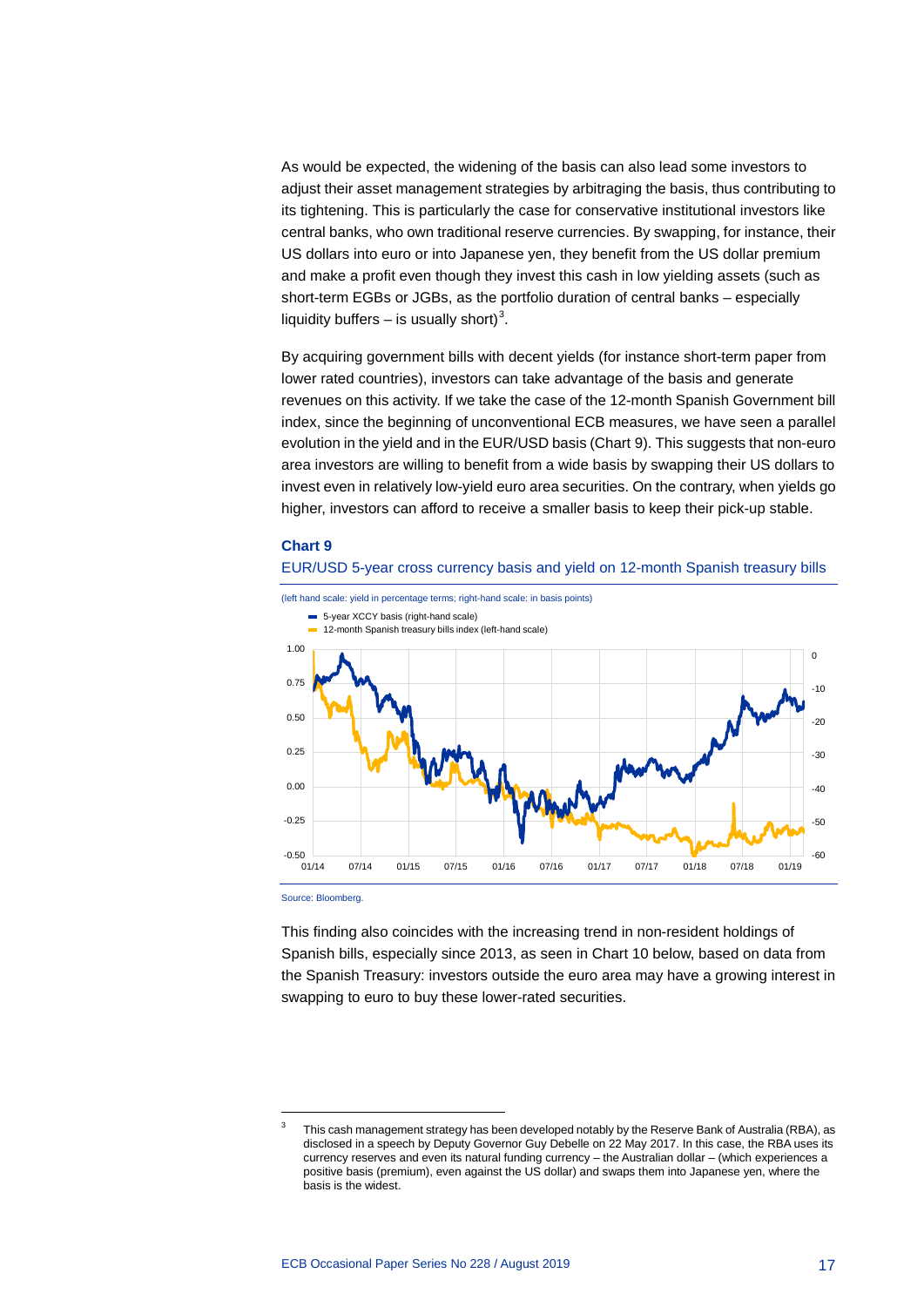As would be expected, the widening of the basis can also lead some investors to adjust their asset management strategies by arbitraging the basis, thus contributing to its tightening. This is particularly the case for conservative institutional investors like central banks, who own traditional reserve currencies. By swapping, for instance, their US dollars into euro or into Japanese yen, they benefit from the US dollar premium and make a profit even though they invest this cash in low yielding assets (such as short-term EGBs or JGBs, as the portfolio duration of central banks – especially liquidity buffers – is usually short)[3].

By acquiring government bills with decent yields (for instance short-term paper from lower rated countries), investors can take advantage of the basis and generate revenues on this activity. If we take the case of the 12-month Spanish Government bill index, since the beginning of unconventional ECB measures, we have seen a parallel evolution in the yield and in the EUR/USD basis (Chart 9). This suggests that non-euro area investors are willing to benefit from a wide basis by swapping their US dollars to invest even in relatively low-yield euro area securities. On the contrary, when yields go higher, investors can afford to receive a smaller basis to keep their pick-up stable.

**Chart 9**

EUR/USD 5-year cross currency basis and yield on 12-month Spanish treasury bills

(left hand scale: yield in percentage terms; right-hand scale: in basis points)

- 5-year XCCY basis (right-hand scale)
- 12-month Spanish treasury bills index (left-hand scale)

Source: Bloomberg.

This finding also coincides with the increasing trend in non-resident holdings of Spanish bills, especially since 2013, as seen in Chart 10 below, based on data from the Spanish Treasury: investors outside the euro area may have a growing interest in swapping to euro to buy these lower-rated securities.

[3] This cash management strategy has been developed notably by the Reserve Bank of Australia (RBA), as disclosed in a speech by Deputy Governor Guy Debelle on 22 May 2017. In this case, the RBA uses its currency reserves and even its natural funding currency – the Australian dollar – (which experiences a positive basis (premium), even against the US dollar) and swaps them into Japanese yen, where the basis is the widest.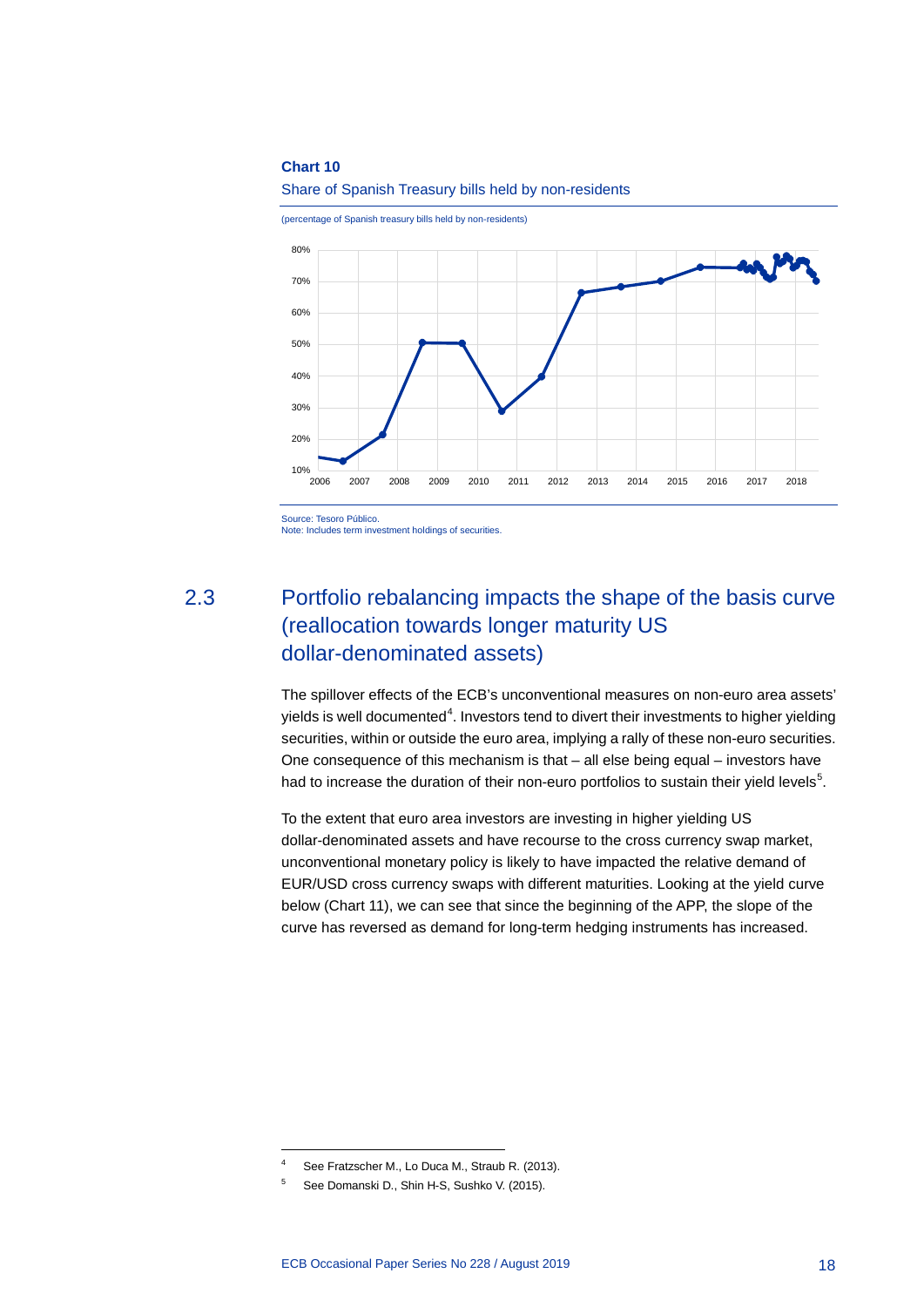**Chart 10**

Share of Spanish Treasury bills held by non-residents

(percentage of Spanish treasury bills held by non-residents)

Source: Tesoro Público.
Note: Includes term investment holdings of securities.

## 2.3 Portfolio rebalancing impacts the shape of the basis curve (reallocation towards longer maturity US dollar-denominated assets)

The spillover effects of the ECB's unconventional measures on non-euro area assets' yields is well documented[4]. Investors tend to divert their investments to higher yielding securities, within or outside the euro area, implying a rally of these non-euro securities. One consequence of this mechanism is that – all else being equal – investors have had to increase the duration of their non-euro portfolios to sustain their yield levels[5].

To the extent that euro area investors are investing in higher yielding US dollar-denominated assets and have recourse to the cross currency swap market, unconventional monetary policy is likely to have impacted the relative demand of EUR/USD cross currency swaps with different maturities. Looking at the yield curve below (Chart 11), we can see that since the beginning of the APP, the slope of the curve has reversed as demand for long-term hedging instruments has increased.

[4] See Fratzscher M., Lo Duca M., Straub R. (2013).

[5] See Domanski D., Shin H-S, Sushko V. (2015).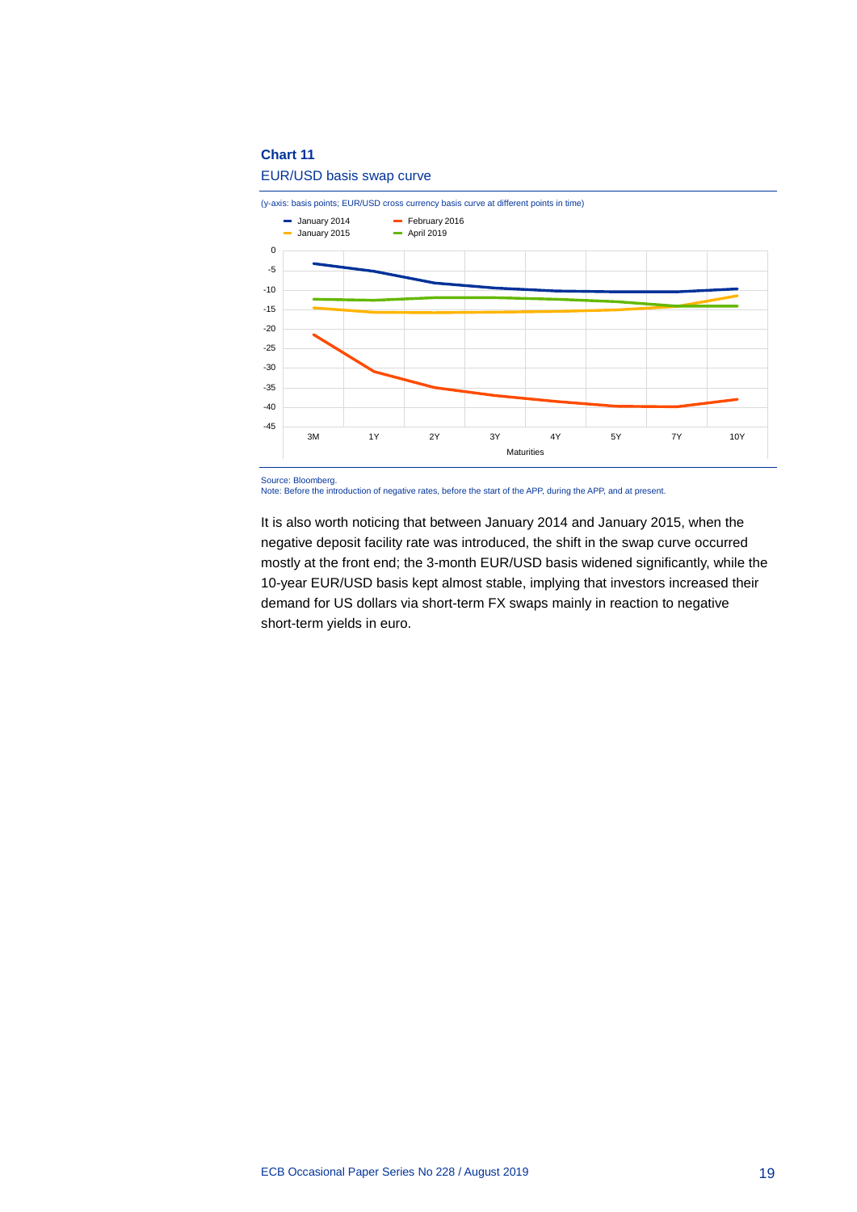**Chart 11**

EUR/USD basis swap curve

(y-axis: basis points; EUR/USD cross currency basis curve at different points in time)

Source: Bloomberg.
Note: Before the introduction of negative rates, before the start of the APP, during the APP, and at present.

It is also worth noticing that between January 2014 and January 2015, when the negative deposit facility rate was introduced, the shift in the swap curve occurred mostly at the front end; the 3-month EUR/USD basis widened significantly, while the 10-year EUR/USD basis kept almost stable, implying that investors increased their demand for US dollars via short-term FX swaps mainly in reaction to negative short-term yields in euro.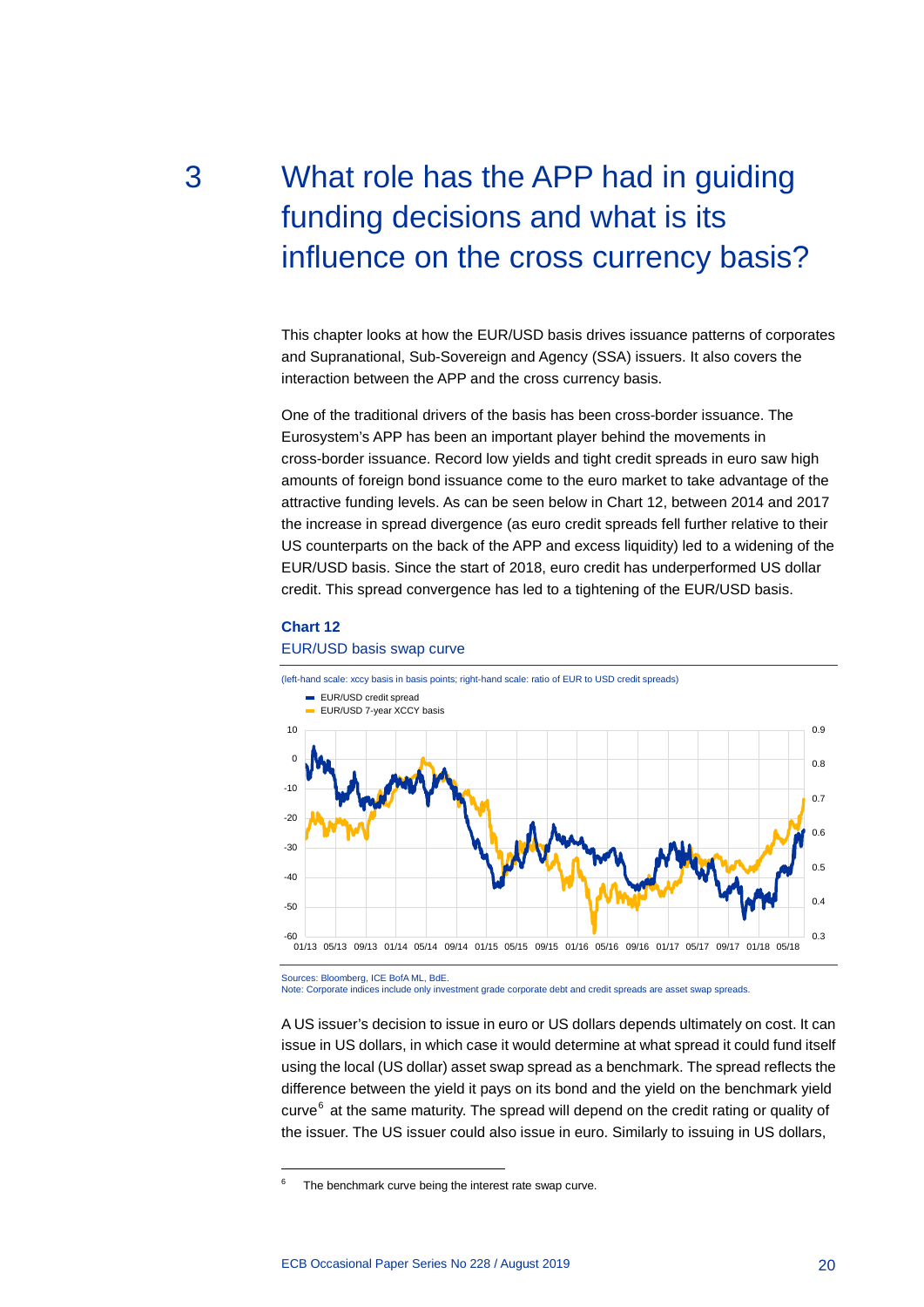# 3 What role has the APP had in guiding funding decisions and what is its influence on the cross currency basis?

This chapter looks at how the EUR/USD basis drives issuance patterns of corporates and Supranational, Sub-Sovereign and Agency (SSA) issuers. It also covers the interaction between the APP and the cross currency basis.

One of the traditional drivers of the basis has been cross-border issuance. The Eurosystem's APP has been an important player behind the movements in cross-border issuance. Record low yields and tight credit spreads in euro saw high amounts of foreign bond issuance come to the euro market to take advantage of the attractive funding levels. As can be seen below in Chart 12, between 2014 and 2017 the increase in spread divergence (as euro credit spreads fell further relative to their US counterparts on the back of the APP and excess liquidity) led to a widening of the EUR/USD basis. Since the start of 2018, euro credit has underperformed US dollar credit. This spread convergence has led to a tightening of the EUR/USD basis.

**Chart 12**

EUR/USD basis swap curve

(left-hand scale: xccy basis in basis points; right-hand scale: ratio of EUR to USD credit spreads)

Sources: Bloomberg, ICE BofA ML, BdE.
Note: Corporate indices include only investment grade corporate debt and credit spreads are asset swap spreads.

A US issuer's decision to issue in euro or US dollars depends ultimately on cost. It can issue in US dollars, in which case it would determine at what spread it could fund itself using the local (US dollar) asset swap spread as a benchmark. The spread reflects the difference between the yield it pays on its bond and the yield on the benchmark yield curve[6] at the same maturity. The spread will depend on the credit rating or quality of the issuer. The US issuer could also issue in euro. Similarly to issuing in US dollars,

[6] The benchmark curve being the interest rate swap curve.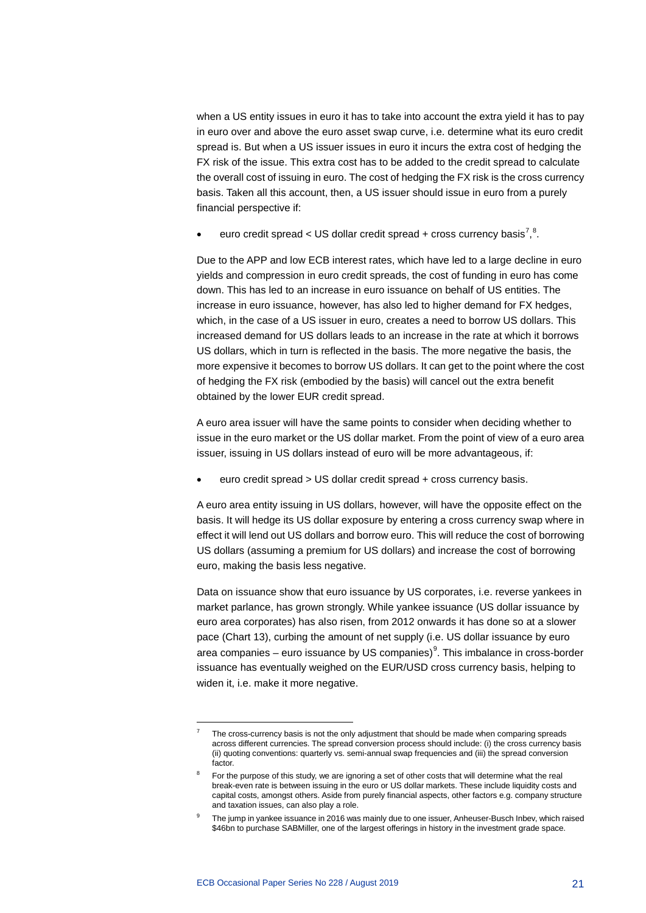when a US entity issues in euro it has to take into account the extra yield it has to pay in euro over and above the euro asset swap curve, i.e. determine what its euro credit spread is. But when a US issuer issues in euro it incurs the extra cost of hedging the FX risk of the issue. This extra cost has to be added to the credit spread to calculate the overall cost of issuing in euro. The cost of hedging the FX risk is the cross currency basis. Taken all this account, then, a US issuer should issue in euro from a purely financial perspective if:

- euro credit spread < US dollar credit spread + cross currency basis[7],[8].

Due to the APP and low ECB interest rates, which have led to a large decline in euro yields and compression in euro credit spreads, the cost of funding in euro has come down. This has led to an increase in euro issuance on behalf of US entities. The increase in euro issuance, however, has also led to higher demand for FX hedges, which, in the case of a US issuer in euro, creates a need to borrow US dollars. This increased demand for US dollars leads to an increase in the rate at which it borrows US dollars, which in turn is reflected in the basis. The more negative the basis, the more expensive it becomes to borrow US dollars. It can get to the point where the cost of hedging the FX risk (embodied by the basis) will cancel out the extra benefit obtained by the lower EUR credit spread.

A euro area issuer will have the same points to consider when deciding whether to issue in the euro market or the US dollar market. From the point of view of a euro area issuer, issuing in US dollars instead of euro will be more advantageous, if:

- euro credit spread > US dollar credit spread + cross currency basis.

A euro area entity issuing in US dollars, however, will have the opposite effect on the basis. It will hedge its US dollar exposure by entering a cross currency swap where in effect it will lend out US dollars and borrow euro. This will reduce the cost of borrowing US dollars (assuming a premium for US dollars) and increase the cost of borrowing euro, making the basis less negative.

Data on issuance show that euro issuance by US corporates, i.e. reverse yankees in market parlance, has grown strongly. While yankee issuance (US dollar issuance by euro area corporates) has also risen, from 2012 onwards it has done so at a slower pace (Chart 13), curbing the amount of net supply (i.e. US dollar issuance by euro area companies – euro issuance by US companies)[9]. This imbalance in cross-border issuance has eventually weighed on the EUR/USD cross currency basis, helping to widen it, i.e. make it more negative.

---

[7] The cross-currency basis is not the only adjustment that should be made when comparing spreads across different currencies. The spread conversion process should include: (i) the cross currency basis (ii) quoting conventions: quarterly vs. semi-annual swap frequencies and (iii) the spread conversion factor.

[8] For the purpose of this study, we are ignoring a set of other costs that will determine what the real break-even rate is between issuing in the euro or US dollar markets. These include liquidity costs and capital costs, amongst others. Aside from purely financial aspects, other factors e.g. company structure and taxation issues, can also play a role.

[9] The jump in yankee issuance in 2016 was mainly due to one issuer, Anheuser-Busch Inbev, which raised $46bn to purchase SABMiller, one of the largest offerings in history in the investment grade space.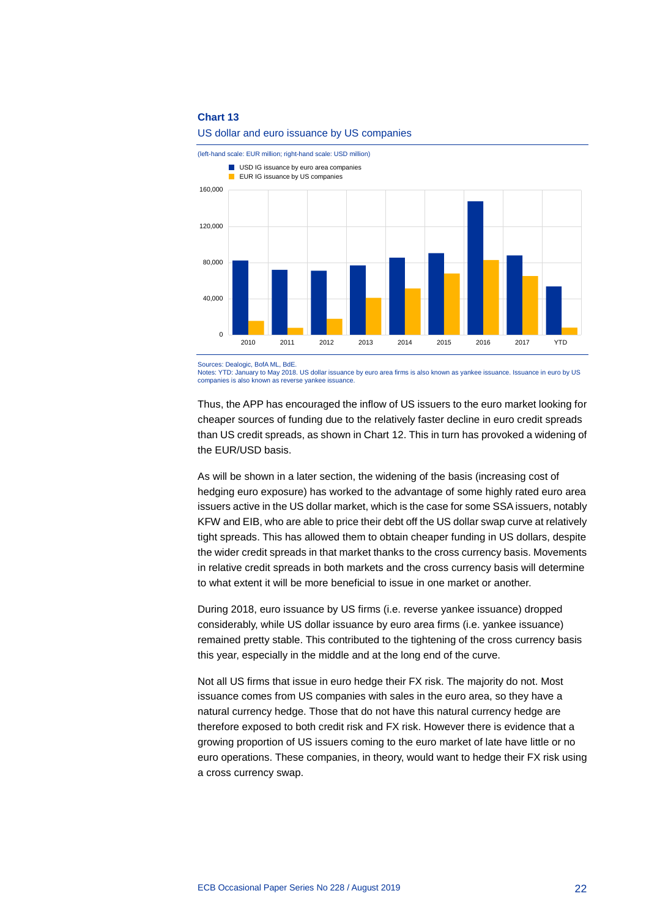**Chart 13**

US dollar and euro issuance by US companies

(left-hand scale: EUR million; right-hand scale: USD million)

- USD IG issuance by euro area companies
- EUR IG issuance by US companies

Sources: Dealogic, BofA ML, BdE.
Notes: YTD: January to May 2018. US dollar issuance by euro area firms is also known as yankee issuance. Issuance in euro by US companies is also known as reverse yankee issuance.

Thus, the APP has encouraged the inflow of US issuers to the euro market looking for cheaper sources of funding due to the relatively faster decline in euro credit spreads than US credit spreads, as shown in Chart 12. This in turn has provoked a widening of the EUR/USD basis.

As will be shown in a later section, the widening of the basis (increasing cost of hedging euro exposure) has worked to the advantage of some highly rated euro area issuers active in the US dollar market, which is the case for some SSA issuers, notably KFW and EIB, who are able to price their debt off the US dollar swap curve at relatively tight spreads. This has allowed them to obtain cheaper funding in US dollars, despite the wider credit spreads in that market thanks to the cross currency basis. Movements in relative credit spreads in both markets and the cross currency basis will determine to what extent it will be more beneficial to issue in one market or another.

During 2018, euro issuance by US firms (i.e. reverse yankee issuance) dropped considerably, while US dollar issuance by euro area firms (i.e. yankee issuance) remained pretty stable. This contributed to the tightening of the cross currency basis this year, especially in the middle and at the long end of the curve.

Not all US firms that issue in euro hedge their FX risk. The majority do not. Most issuance comes from US companies with sales in the euro area, so they have a natural currency hedge. Those that do not have this natural currency hedge are therefore exposed to both credit risk and FX risk. However there is evidence that a growing proportion of US issuers coming to the euro market of late have little or no euro operations. These companies, in theory, would want to hedge their FX risk using a cross currency swap.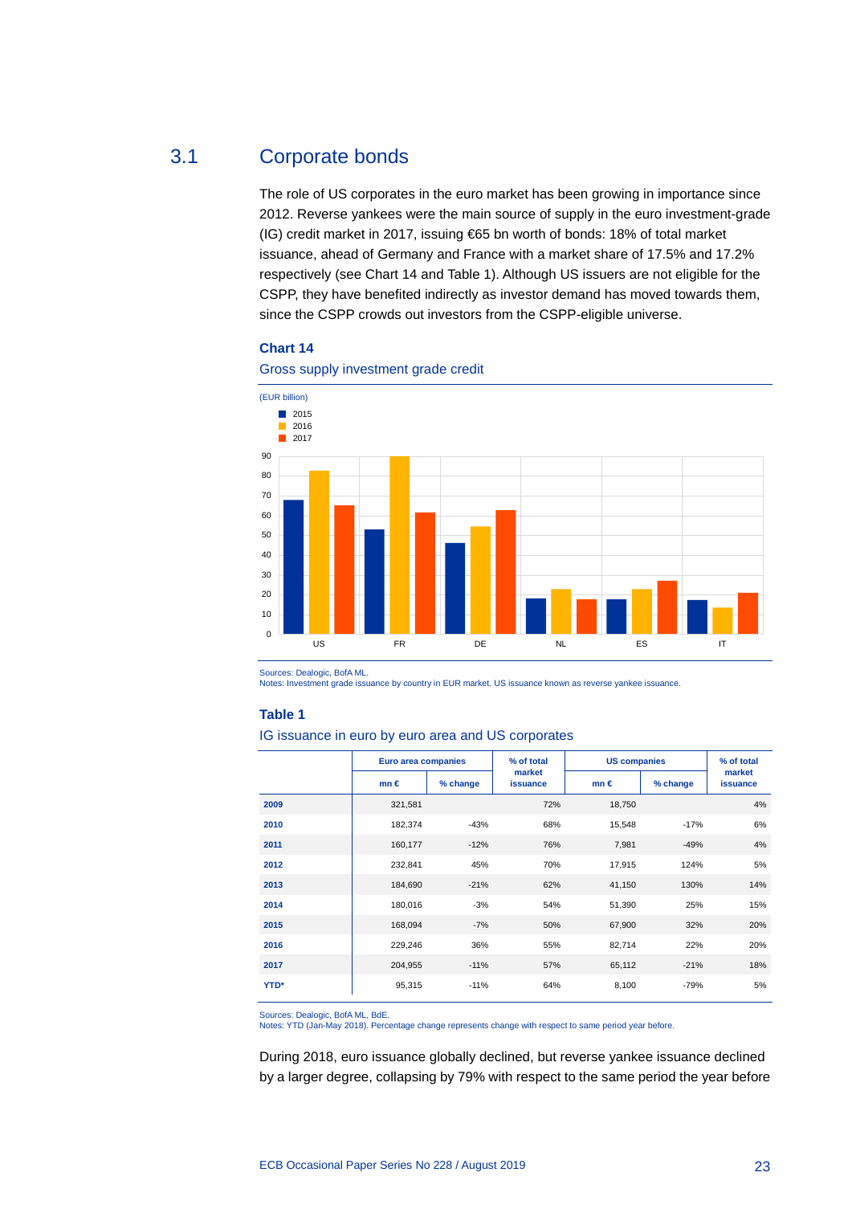## 3.1 Corporate bonds

The role of US corporates in the euro market has been growing in importance since 2012. Reverse yankees were the main source of supply in the euro investment-grade (IG) credit market in 2017, issuing €65 bn worth of bonds: 18% of total market issuance, ahead of Germany and France with a market share of 17.5% and 17.2% respectively (see Chart 14 and Table 1). Although US issuers are not eligible for the CSPP, they have benefited indirectly as investor demand has moved towards them, since the CSPP crowds out investors from the CSPP-eligible universe.

**Chart 14**

Gross supply investment grade credit

(EUR billion)

Sources: Dealogic, BofA ML.
Notes: Investment grade issuance by country in EUR market. US issuance known as reverse yankee issuance.

**Table 1**

IG issuance in euro by euro area and US corporates

| | Euro area companies | | % of total market issuance | US companies | | % of total market issuance |
|---|---|---|---|---|---|---|
| | mn € | % change | | mn € | % change | |
| **2009** | 321,581 | | 72% | 18,750 | | 4% |
| **2010** | 182,374 | -43% | 68% | 15,548 | -17% | 6% |
| **2011** | 160,177 | -12% | 76% | 7,981 | -49% | 4% |
| **2012** | 232,841 | 45% | 70% | 17,915 | 124% | 5% |
| **2013** | 184,690 | -21% | 62% | 41,150 | 130% | 14% |
| **2014** | 180,016 | -3% | 54% | 51,390 | 25% | 15% |
| **2015** | 168,094 | -7% | 50% | 67,900 | 32% | 20% |
| **2016** | 229,246 | 36% | 55% | 82,714 | 22% | 20% |
| **2017** | 204,955 | -11% | 57% | 65,112 | -21% | 18% |
| **YTD*** | 95,315 | -11% | 64% | 8,100 | -79% | 5% |

Sources: Dealogic, BofA ML, BdE.
Notes: YTD (Jan-May 2018). Percentage change represents change with respect to same period year before.

During 2018, euro issuance globally declined, but reverse yankee issuance declined by a larger degree, collapsing by 79% with respect to the same period the year before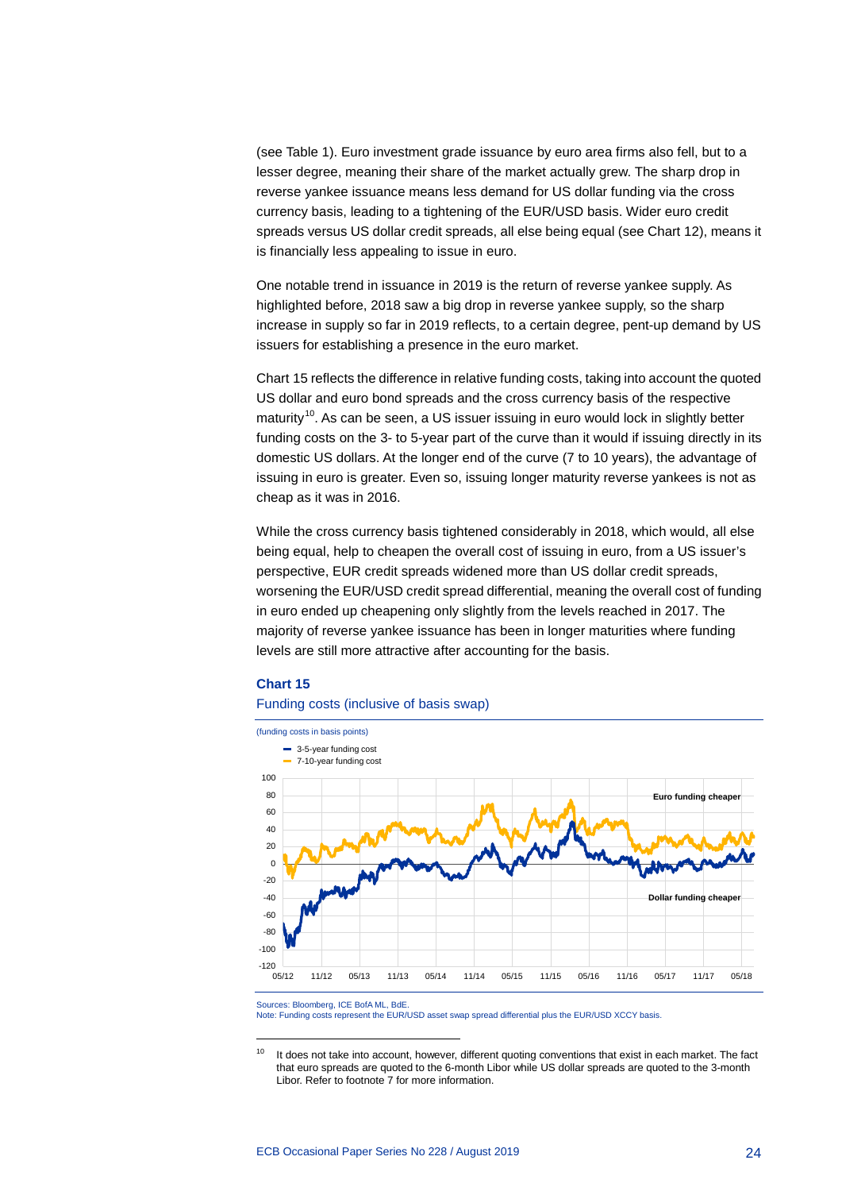(see Table 1). Euro investment grade issuance by euro area firms also fell, but to a lesser degree, meaning their share of the market actually grew. The sharp drop in reverse yankee issuance means less demand for US dollar funding via the cross currency basis, leading to a tightening of the EUR/USD basis. Wider euro credit spreads versus US dollar credit spreads, all else being equal (see Chart 12), means it is financially less appealing to issue in euro.

One notable trend in issuance in 2019 is the return of reverse yankee supply. As highlighted before, 2018 saw a big drop in reverse yankee supply, so the sharp increase in supply so far in 2019 reflects, to a certain degree, pent-up demand by US issuers for establishing a presence in the euro market.

Chart 15 reflects the difference in relative funding costs, taking into account the quoted US dollar and euro bond spreads and the cross currency basis of the respective maturity[10]. As can be seen, a US issuer issuing in euro would lock in slightly better funding costs on the 3- to 5-year part of the curve than it would if issuing directly in its domestic US dollars. At the longer end of the curve (7 to 10 years), the advantage of issuing in euro is greater. Even so, issuing longer maturity reverse yankees is not as cheap as it was in 2016.

While the cross currency basis tightened considerably in 2018, which would, all else being equal, help to cheapen the overall cost of issuing in euro, from a US issuer's perspective, EUR credit spreads widened more than US dollar credit spreads, worsening the EUR/USD credit spread differential, meaning the overall cost of funding in euro ended up cheapening only slightly from the levels reached in 2017. The majority of reverse yankee issuance has been in longer maturities where funding levels are still more attractive after accounting for the basis.

**Chart 15**

Funding costs (inclusive of basis swap)

(funding costs in basis points)

- 3-5-year funding cost
- 7-10-year funding cost

Euro funding cheaper

Dollar funding cheaper

Sources: Bloomberg, ICE BofA ML, BdE.
Note: Funding costs represent the EUR/USD asset swap spread differential plus the EUR/USD XCCY basis.

---

[10] It does not take into account, however, different quoting conventions that exist in each market. The fact that euro spreads are quoted to the 6-month Libor while US dollar spreads are quoted to the 3-month Libor. Refer to footnote 7 for more information.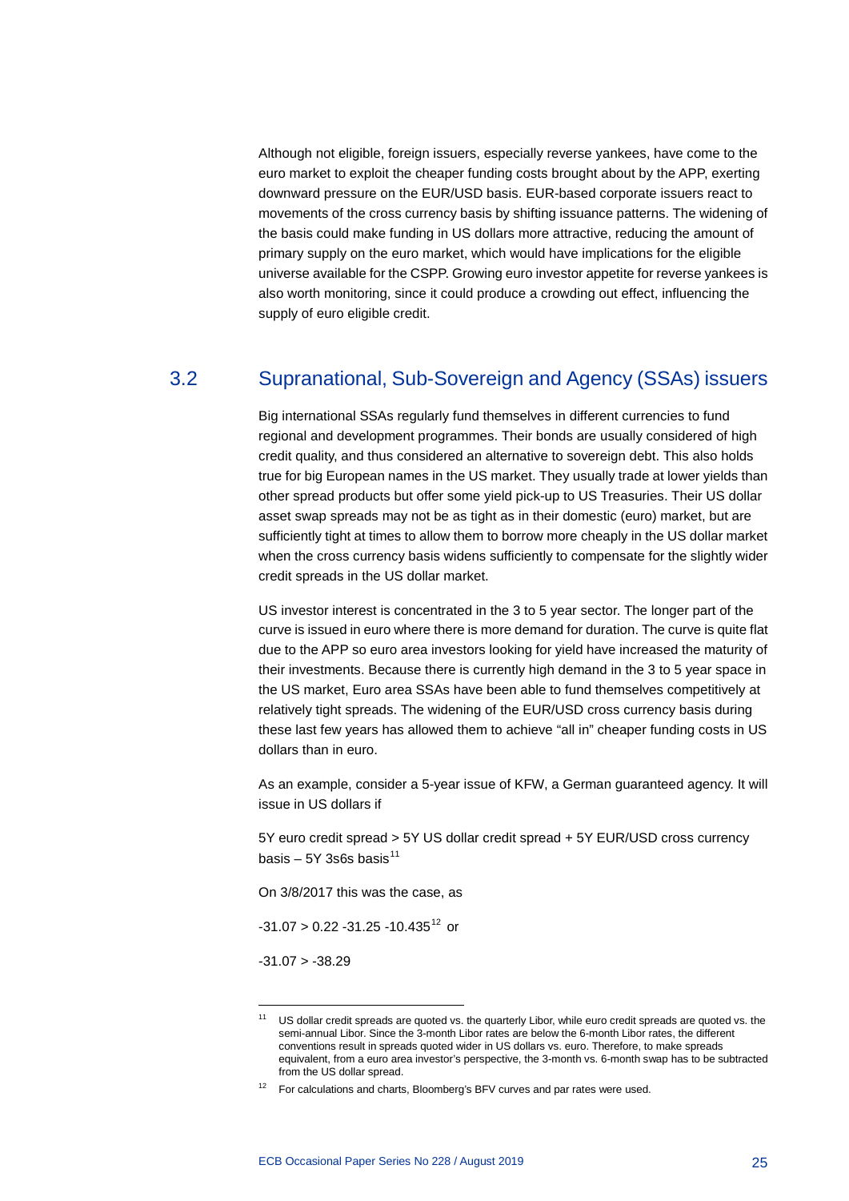Although not eligible, foreign issuers, especially reverse yankees, have come to the euro market to exploit the cheaper funding costs brought about by the APP, exerting downward pressure on the EUR/USD basis. EUR-based corporate issuers react to movements of the cross currency basis by shifting issuance patterns. The widening of the basis could make funding in US dollars more attractive, reducing the amount of primary supply on the euro market, which would have implications for the eligible universe available for the CSPP. Growing euro investor appetite for reverse yankees is also worth monitoring, since it could produce a crowding out effect, influencing the supply of euro eligible credit.

## 3.2 Supranational, Sub-Sovereign and Agency (SSAs) issuers

Big international SSAs regularly fund themselves in different currencies to fund regional and development programmes. Their bonds are usually considered of high credit quality, and thus considered an alternative to sovereign debt. This also holds true for big European names in the US market. They usually trade at lower yields than other spread products but offer some yield pick-up to US Treasuries. Their US dollar asset swap spreads may not be as tight as in their domestic (euro) market, but are sufficiently tight at times to allow them to borrow more cheaply in the US dollar market when the cross currency basis widens sufficiently to compensate for the slightly wider credit spreads in the US dollar market.

US investor interest is concentrated in the 3 to 5 year sector. The longer part of the curve is issued in euro where there is more demand for duration. The curve is quite flat due to the APP so euro area investors looking for yield have increased the maturity of their investments. Because there is currently high demand in the 3 to 5 year space in the US market, Euro area SSAs have been able to fund themselves competitively at relatively tight spreads. The widening of the EUR/USD cross currency basis during these last few years has allowed them to achieve "all in" cheaper funding costs in US dollars than in euro.

As an example, consider a 5-year issue of KFW, a German guaranteed agency. It will issue in US dollars if

5Y euro credit spread > 5Y US dollar credit spread + 5Y EUR/USD cross currency basis – 5Y 3s6s basis[11]

On 3/8/2017 this was the case, as

-31.07 > 0.22 -31.25 -10.435[12] or

-31.07 > -38.29

---

[11] US dollar credit spreads are quoted vs. the quarterly Libor, while euro credit spreads are quoted vs. the semi-annual Libor. Since the 3-month Libor rates are below the 6-month Libor rates, the different conventions result in spreads quoted wider in US dollars vs. euro. Therefore, to make spreads equivalent, from a euro area investor's perspective, the 3-month vs. 6-month swap has to be subtracted from the US dollar spread.

[12] For calculations and charts, Bloomberg's BFV curves and par rates were used.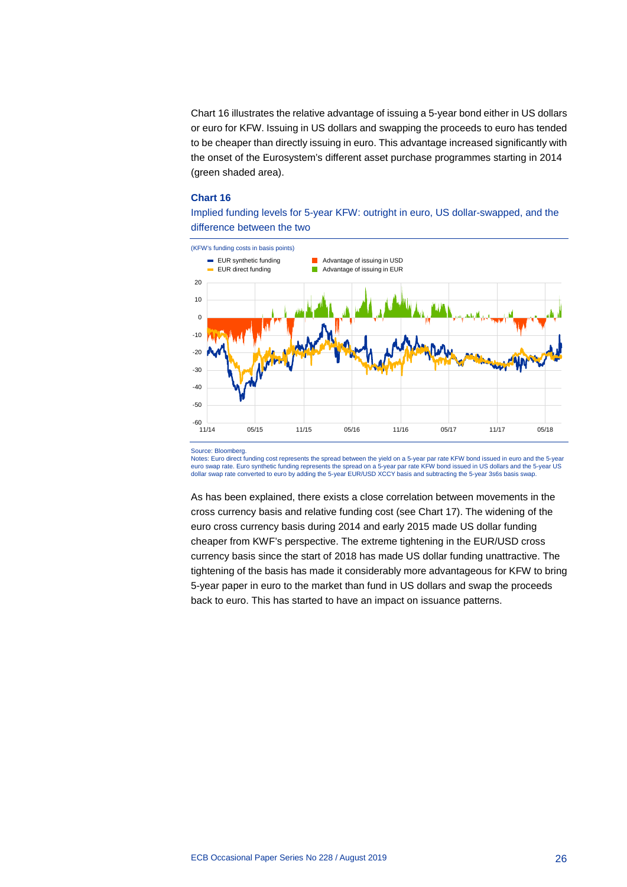Chart 16 illustrates the relative advantage of issuing a 5-year bond either in US dollars or euro for KFW. Issuing in US dollars and swapping the proceeds to euro has tended to be cheaper than directly issuing in euro. This advantage increased significantly with the onset of the Eurosystem's different asset purchase programmes starting in 2014 (green shaded area).

### Chart 16

Implied funding levels for 5-year KFW: outright in euro, US dollar-swapped, and the difference between the two

(KFW's funding costs in basis points)

Source: Bloomberg.
Notes: Euro direct funding cost represents the spread between the yield on a 5-year par rate KFW bond issued in euro and the 5-year euro swap rate. Euro synthetic funding represents the spread on a 5-year par rate KFW bond issued in US dollars and the 5-year US dollar swap rate converted to euro by adding the 5-year EUR/USD XCCY basis and subtracting the 5-year 3s6s basis swap.

As has been explained, there exists a close correlation between movements in the cross currency basis and relative funding cost (see Chart 17). The widening of the euro cross currency basis during 2014 and early 2015 made US dollar funding cheaper from KWF's perspective. The extreme tightening in the EUR/USD cross currency basis since the start of 2018 has made US dollar funding unattractive. The tightening of the basis has made it considerably more advantageous for KFW to bring 5-year paper in euro to the market than fund in US dollars and swap the proceeds back to euro. This has started to have an impact on issuance patterns.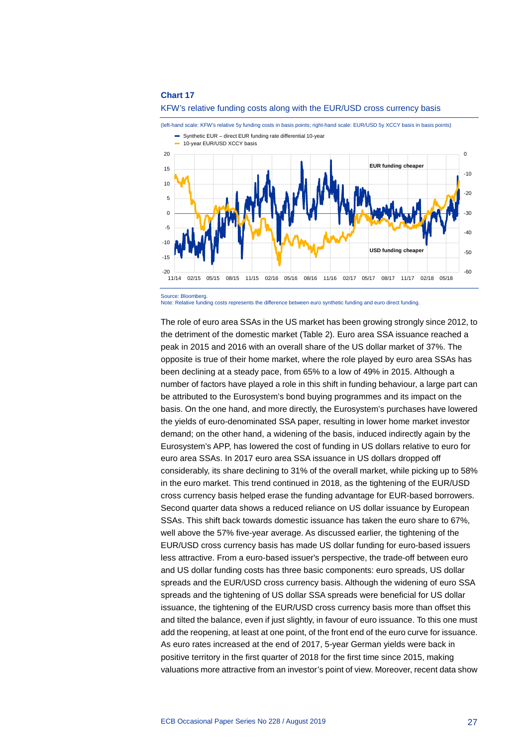**Chart 17**

KFW's relative funding costs along with the EUR/USD cross currency basis

(left-hand scale: KFW's relative 5y funding costs in basis points; right-hand scale: EUR/USD 5y XCCY basis in basis points)

Source: Bloomberg.
Note: Relative funding costs represents the difference between euro synthetic funding and euro direct funding.

The role of euro area SSAs in the US market has been growing strongly since 2012, to the detriment of the domestic market (Table 2). Euro area SSA issuance reached a peak in 2015 and 2016 with an overall share of the US dollar market of 37%. The opposite is true of their home market, where the role played by euro area SSAs has been declining at a steady pace, from 65% to a low of 49% in 2015. Although a number of factors have played a role in this shift in funding behaviour, a large part can be attributed to the Eurosystem's bond buying programmes and its impact on the basis. On the one hand, and more directly, the Eurosystem's purchases have lowered the yields of euro-denominated SSA paper, resulting in lower home market investor demand; on the other hand, a widening of the basis, induced indirectly again by the Eurosystem's APP, has lowered the cost of funding in US dollars relative to euro for euro area SSAs. In 2017 euro area SSA issuance in US dollars dropped off considerably, its share declining to 31% of the overall market, while picking up to 58% in the euro market. This trend continued in 2018, as the tightening of the EUR/USD cross currency basis helped erase the funding advantage for EUR-based borrowers. Second quarter data shows a reduced reliance on US dollar issuance by European SSAs. This shift back towards domestic issuance has taken the euro share to 67%, well above the 57% five-year average. As discussed earlier, the tightening of the EUR/USD cross currency basis has made US dollar funding for euro-based issuers less attractive. From a euro-based issuer's perspective, the trade-off between euro and US dollar funding costs has three basic components: euro spreads, US dollar spreads and the EUR/USD cross currency basis. Although the widening of euro SSA spreads and the tightening of US dollar SSA spreads were beneficial for US dollar issuance, the tightening of the EUR/USD cross currency basis more than offset this and tilted the balance, even if just slightly, in favour of euro issuance. To this one must add the reopening, at least at one point, of the front end of the euro curve for issuance. As euro rates increased at the end of 2017, 5-year German yields were back in positive territory in the first quarter of 2018 for the first time since 2015, making valuations more attractive from an investor's point of view. Moreover, recent data show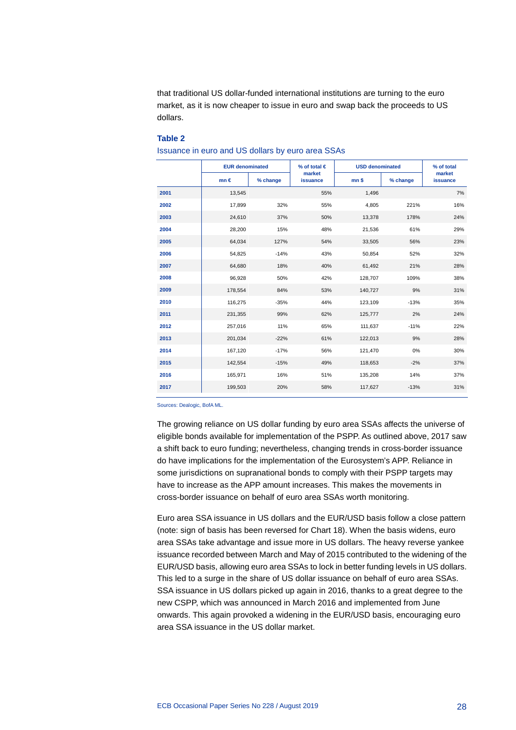that traditional US dollar-funded international institutions are turning to the euro market, as it is now cheaper to issue in euro and swap back the proceeds to US dollars.

**Table 2**

Issuance in euro and US dollars by euro area SSAs

| | EUR denominated | | % of total € market issuance | USD denominated | | % of total market issuance |
|---|---|---|---|---|---|---|
| | mn € | % change | | mn $ | % change | |
| **2001** | 13,545 | | 55% | 1,496 | | 7% |
| **2002** | 17,899 | 32% | 55% | 4,805 | 221% | 16% |
| **2003** | 24,610 | 37% | 50% | 13,378 | 178% | 24% |
| **2004** | 28,200 | 15% | 48% | 21,536 | 61% | 29% |
| **2005** | 64,034 | 127% | 54% | 33,505 | 56% | 23% |
| **2006** | 54,825 | -14% | 43% | 50,854 | 52% | 32% |
| **2007** | 64,680 | 18% | 40% | 61,492 | 21% | 28% |
| **2008** | 96,928 | 50% | 42% | 128,707 | 109% | 38% |
| **2009** | 178,554 | 84% | 53% | 140,727 | 9% | 31% |
| **2010** | 116,275 | -35% | 44% | 123,109 | -13% | 35% |
| **2011** | 231,355 | 99% | 62% | 125,777 | 2% | 24% |
| **2012** | 257,016 | 11% | 65% | 111,637 | -11% | 22% |
| **2013** | 201,034 | -22% | 61% | 122,013 | 9% | 28% |
| **2014** | 167,120 | -17% | 56% | 121,470 | 0% | 30% |
| **2015** | 142,554 | -15% | 49% | 118,653 | -2% | 37% |
| **2016** | 165,971 | 16% | 51% | 135,208 | 14% | 37% |
| **2017** | 199,503 | 20% | 58% | 117,627 | -13% | 31% |

Sources: Dealogic, BofA ML.

The growing reliance on US dollar funding by euro area SSAs affects the universe of eligible bonds available for implementation of the PSPP. As outlined above, 2017 saw a shift back to euro funding; nevertheless, changing trends in cross-border issuance do have implications for the implementation of the Eurosystem's APP. Reliance in some jurisdictions on supranational bonds to comply with their PSPP targets may have to increase as the APP amount increases. This makes the movements in cross-border issuance on behalf of euro area SSAs worth monitoring.

Euro area SSA issuance in US dollars and the EUR/USD basis follow a close pattern (note: sign of basis has been reversed for Chart 18). When the basis widens, euro area SSAs take advantage and issue more in US dollars. The heavy reverse yankee issuance recorded between March and May of 2015 contributed to the widening of the EUR/USD basis, allowing euro area SSAs to lock in better funding levels in US dollars. This led to a surge in the share of US dollar issuance on behalf of euro area SSAs. SSA issuance in US dollars picked up again in 2016, thanks to a great degree to the new CSPP, which was announced in March 2016 and implemented from June onwards. This again provoked a widening in the EUR/USD basis, encouraging euro area SSA issuance in the US dollar market.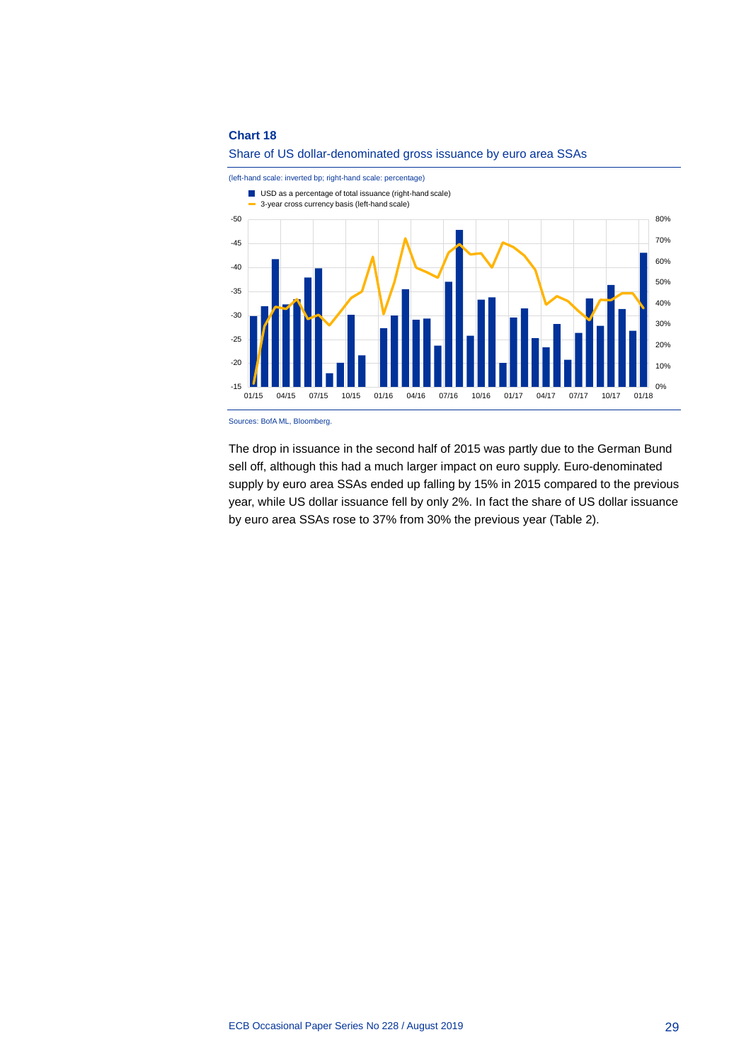**Chart 18**

Share of US dollar-denominated gross issuance by euro area SSAs

(left-hand scale: inverted bp; right-hand scale: percentage)

- USD as a percentage of total issuance (right-hand scale)
- 3-year cross currency basis (left-hand scale)

Sources: BofA ML, Bloomberg.

The drop in issuance in the second half of 2015 was partly due to the German Bund sell off, although this had a much larger impact on euro supply. Euro-denominated supply by euro area SSAs ended up falling by 15% in 2015 compared to the previous year, while US dollar issuance fell by only 2%. In fact the share of US dollar issuance by euro area SSAs rose to 37% from 30% the previous year (Table 2).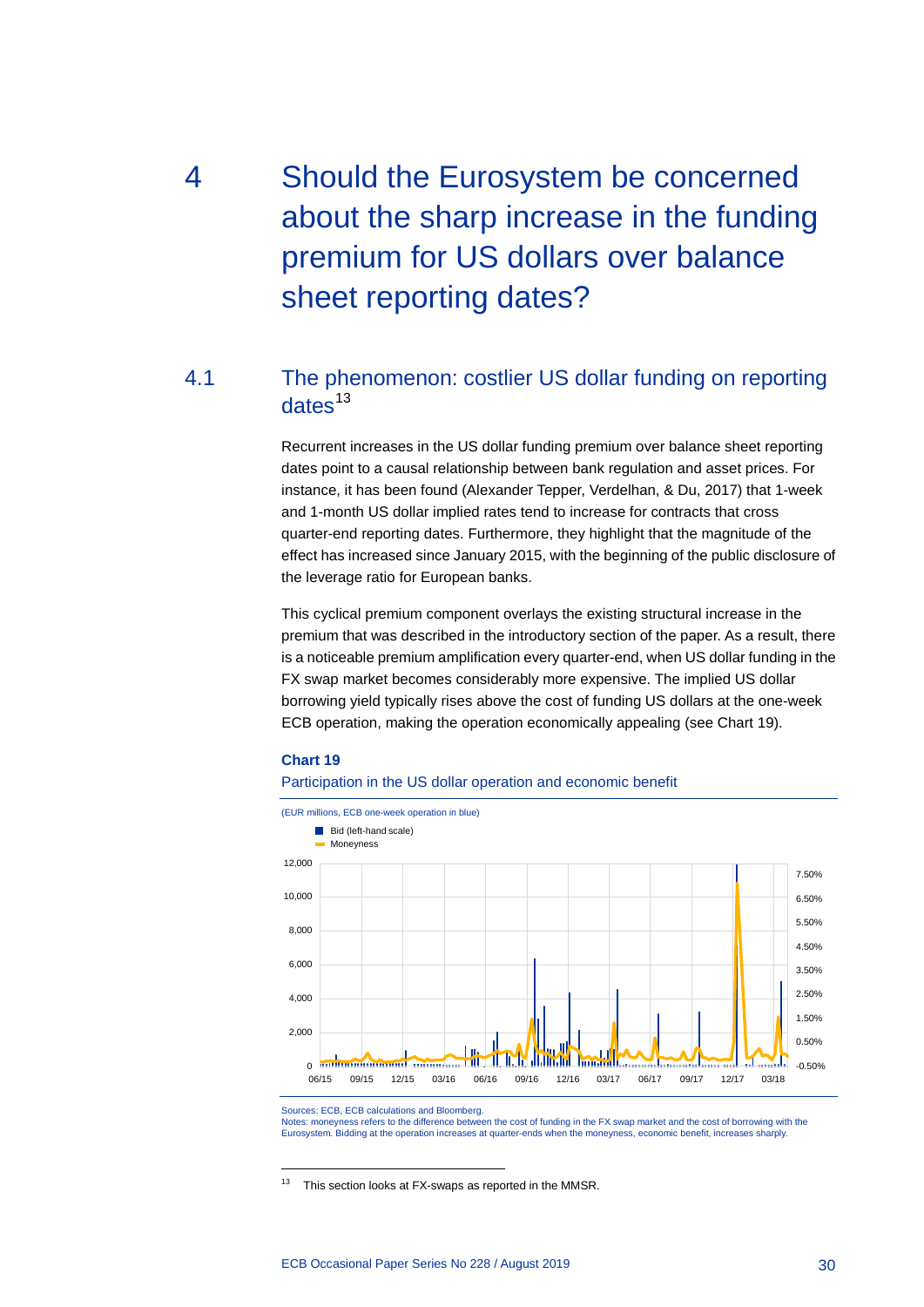# 4 Should the Eurosystem be concerned about the sharp increase in the funding premium for US dollars over balance sheet reporting dates?

## 4.1 The phenomenon: costlier US dollar funding on reporting dates[13]

Recurrent increases in the US dollar funding premium over balance sheet reporting dates point to a causal relationship between bank regulation and asset prices. For instance, it has been found (Alexander Tepper, Verdelhan, & Du, 2017) that 1-week and 1-month US dollar implied rates tend to increase for contracts that cross quarter-end reporting dates. Furthermore, they highlight that the magnitude of the effect has increased since January 2015, with the beginning of the public disclosure of the leverage ratio for European banks.

This cyclical premium component overlays the existing structural increase in the premium that was described in the introductory section of the paper. As a result, there is a noticeable premium amplification every quarter-end, when US dollar funding in the FX swap market becomes considerably more expensive. The implied US dollar borrowing yield typically rises above the cost of funding US dollars at the one-week ECB operation, making the operation economically appealing (see Chart 19).

**Chart 19**

Participation in the US dollar operation and economic benefit

(EUR millions, ECB one-week operation in blue)

Sources: ECB, ECB calculations and Bloomberg.
Notes: moneyness refers to the difference between the cost of funding in the FX swap market and the cost of borrowing with the Eurosystem. Bidding at the operation increases at quarter-ends when the moneyness, economic benefit, increases sharply.

[13] This section looks at FX-swaps as reported in the MMSR.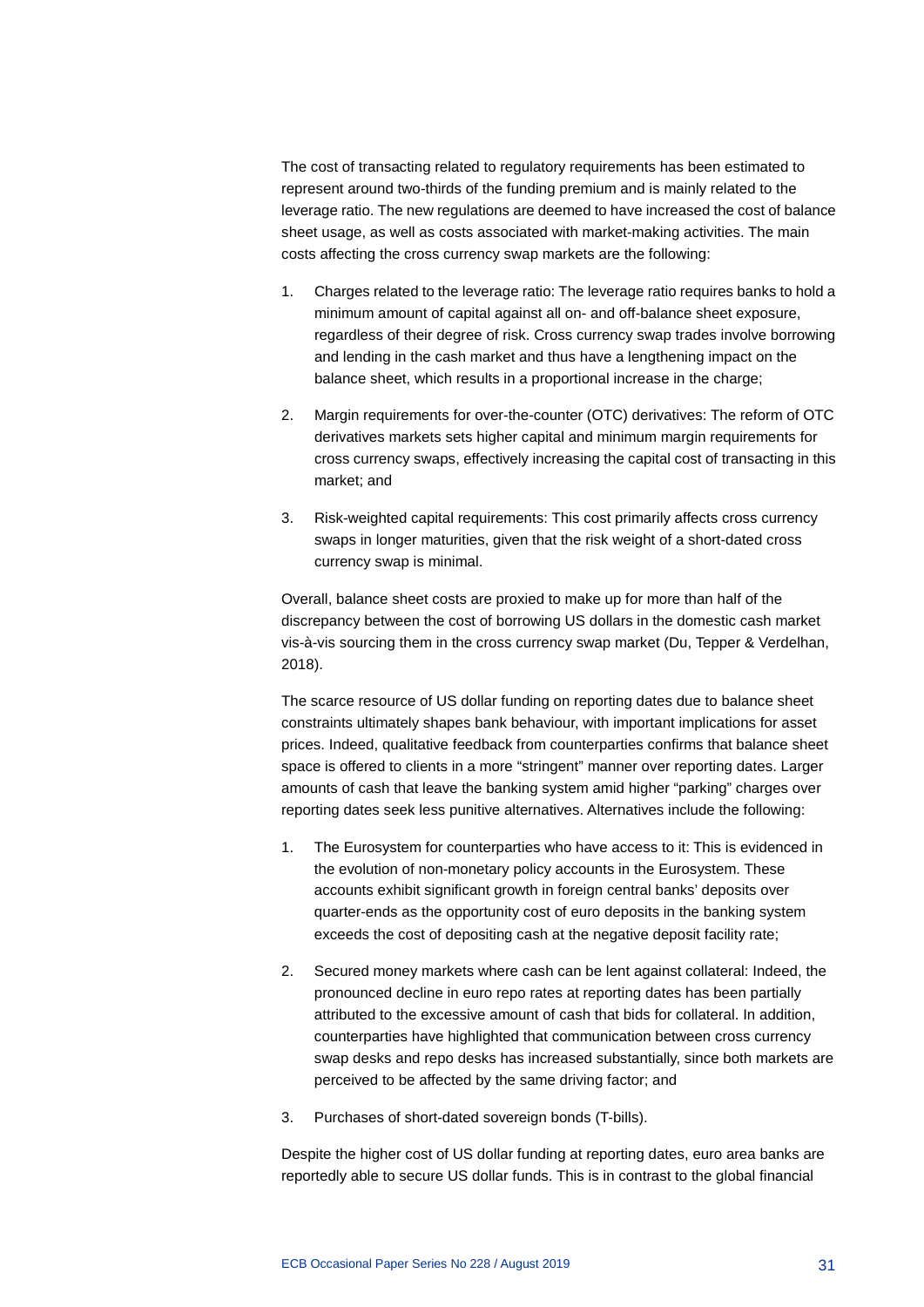The cost of transacting related to regulatory requirements has been estimated to represent around two-thirds of the funding premium and is mainly related to the leverage ratio. The new regulations are deemed to have increased the cost of balance sheet usage, as well as costs associated with market-making activities. The main costs affecting the cross currency swap markets are the following:

1. Charges related to the leverage ratio: The leverage ratio requires banks to hold a minimum amount of capital against all on- and off-balance sheet exposure, regardless of their degree of risk. Cross currency swap trades involve borrowing and lending in the cash market and thus have a lengthening impact on the balance sheet, which results in a proportional increase in the charge;

2. Margin requirements for over-the-counter (OTC) derivatives: The reform of OTC derivatives markets sets higher capital and minimum margin requirements for cross currency swaps, effectively increasing the capital cost of transacting in this market; and

3. Risk-weighted capital requirements: This cost primarily affects cross currency swaps in longer maturities, given that the risk weight of a short-dated cross currency swap is minimal.

Overall, balance sheet costs are proxied to make up for more than half of the discrepancy between the cost of borrowing US dollars in the domestic cash market vis-à-vis sourcing them in the cross currency swap market (Du, Tepper & Verdelhan, 2018).

The scarce resource of US dollar funding on reporting dates due to balance sheet constraints ultimately shapes bank behaviour, with important implications for asset prices. Indeed, qualitative feedback from counterparties confirms that balance sheet space is offered to clients in a more "stringent" manner over reporting dates. Larger amounts of cash that leave the banking system amid higher "parking" charges over reporting dates seek less punitive alternatives. Alternatives include the following:

1. The Eurosystem for counterparties who have access to it: This is evidenced in the evolution of non-monetary policy accounts in the Eurosystem. These accounts exhibit significant growth in foreign central banks' deposits over quarter-ends as the opportunity cost of euro deposits in the banking system exceeds the cost of depositing cash at the negative deposit facility rate;

2. Secured money markets where cash can be lent against collateral: Indeed, the pronounced decline in euro repo rates at reporting dates has been partially attributed to the excessive amount of cash that bids for collateral. In addition, counterparties have highlighted that communication between cross currency swap desks and repo desks has increased substantially, since both markets are perceived to be affected by the same driving factor; and

3. Purchases of short-dated sovereign bonds (T-bills).

Despite the higher cost of US dollar funding at reporting dates, euro area banks are reportedly able to secure US dollar funds. This is in contrast to the global financial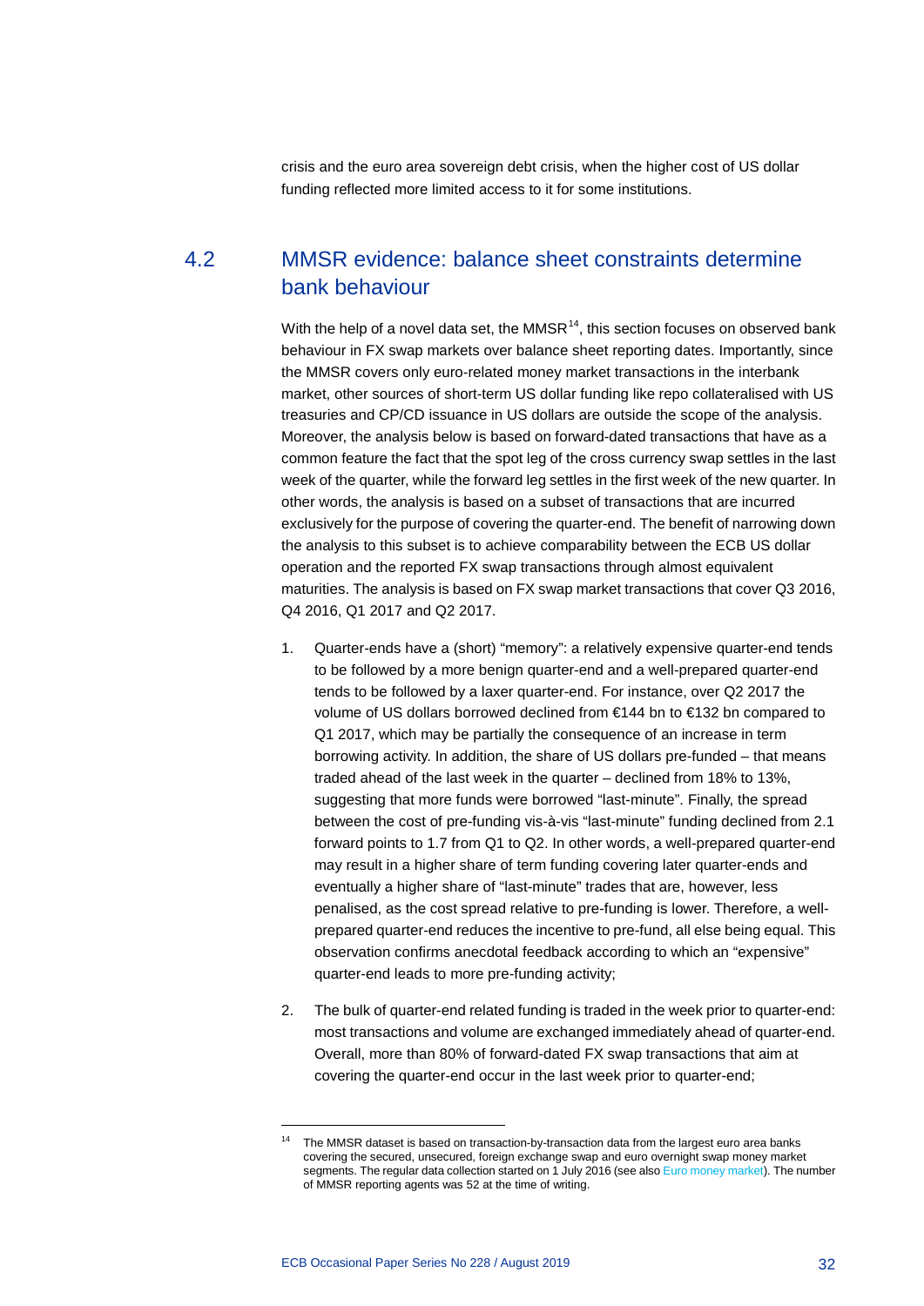crisis and the euro area sovereign debt crisis, when the higher cost of US dollar funding reflected more limited access to it for some institutions.

## 4.2 MMSR evidence: balance sheet constraints determine bank behaviour

With the help of a novel data set, the MMSR[14], this section focuses on observed bank behaviour in FX swap markets over balance sheet reporting dates. Importantly, since the MMSR covers only euro-related money market transactions in the interbank market, other sources of short-term US dollar funding like repo collateralised with US treasuries and CP/CD issuance in US dollars are outside the scope of the analysis. Moreover, the analysis below is based on forward-dated transactions that have as a common feature the fact that the spot leg of the cross currency swap settles in the last week of the quarter, while the forward leg settles in the first week of the new quarter. In other words, the analysis is based on a subset of transactions that are incurred exclusively for the purpose of covering the quarter-end. The benefit of narrowing down the analysis to this subset is to achieve comparability between the ECB US dollar operation and the reported FX swap transactions through almost equivalent maturities. The analysis is based on FX swap market transactions that cover Q3 2016, Q4 2016, Q1 2017 and Q2 2017.

1. Quarter-ends have a (short) "memory": a relatively expensive quarter-end tends to be followed by a more benign quarter-end and a well-prepared quarter-end tends to be followed by a laxer quarter-end. For instance, over Q2 2017 the volume of US dollars borrowed declined from €144 bn to €132 bn compared to Q1 2017, which may be partially the consequence of an increase in term borrowing activity. In addition, the share of US dollars pre-funded – that means traded ahead of the last week in the quarter – declined from 18% to 13%, suggesting that more funds were borrowed "last-minute". Finally, the spread between the cost of pre-funding vis-à-vis "last-minute" funding declined from 2.1 forward points to 1.7 from Q1 to Q2. In other words, a well-prepared quarter-end may result in a higher share of term funding covering later quarter-ends and eventually a higher share of "last-minute" trades that are, however, less penalised, as the cost spread relative to pre-funding is lower. Therefore, a well-prepared quarter-end reduces the incentive to pre-fund, all else being equal. This observation confirms anecdotal feedback according to which an "expensive" quarter-end leads to more pre-funding activity;

2. The bulk of quarter-end related funding is traded in the week prior to quarter-end: most transactions and volume are exchanged immediately ahead of quarter-end. Overall, more than 80% of forward-dated FX swap transactions that aim at covering the quarter-end occur in the last week prior to quarter-end;

---

[14] The MMSR dataset is based on transaction-by-transaction data from the largest euro area banks covering the secured, unsecured, foreign exchange swap and euro overnight swap money market segments. The regular data collection started on 1 July 2016 (see also Euro money market). The number of MMSR reporting agents was 52 at the time of writing.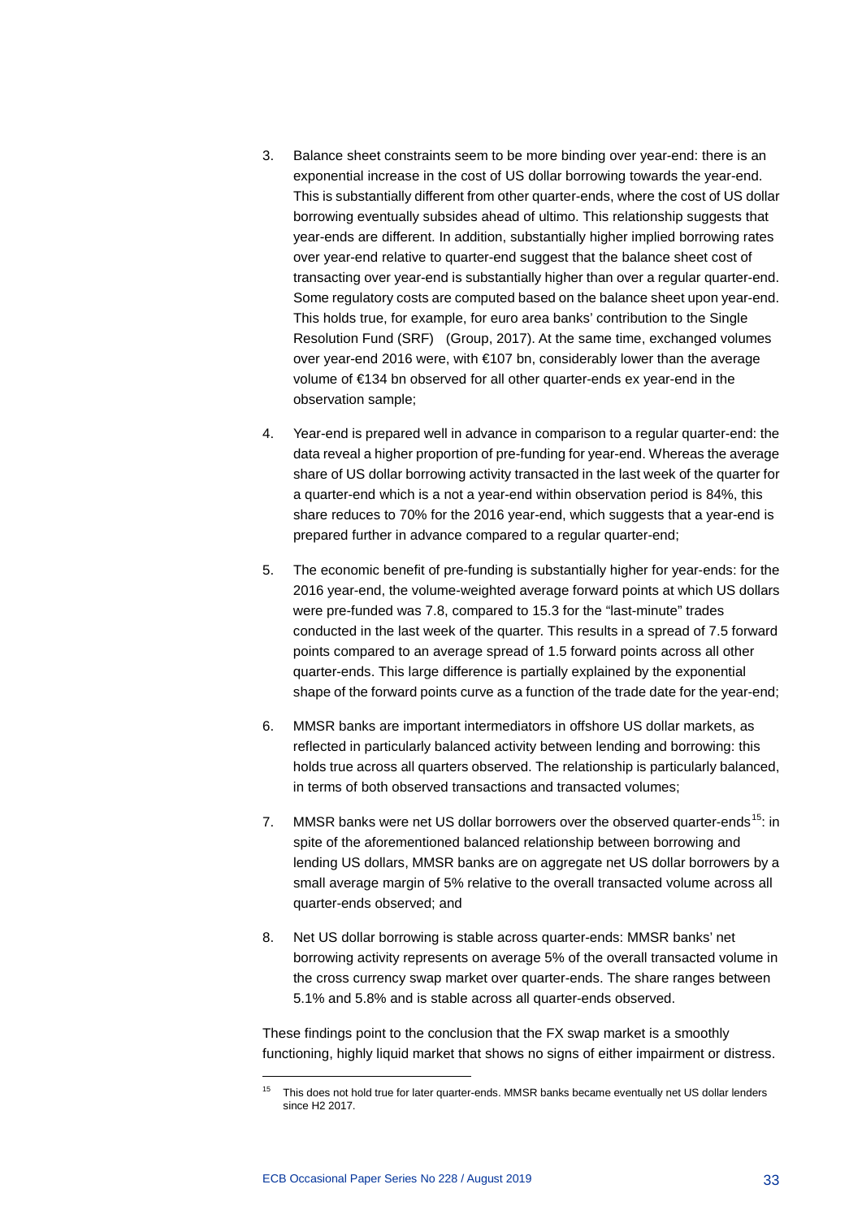3. Balance sheet constraints seem to be more binding over year-end: there is an exponential increase in the cost of US dollar borrowing towards the year-end. This is substantially different from other quarter-ends, where the cost of US dollar borrowing eventually subsides ahead of ultimo. This relationship suggests that year-ends are different. In addition, substantially higher implied borrowing rates over year-end relative to quarter-end suggest that the balance sheet cost of transacting over year-end is substantially higher than over a regular quarter-end. Some regulatory costs are computed based on the balance sheet upon year-end. This holds true, for example, for euro area banks' contribution to the Single Resolution Fund (SRF) (Group, 2017). At the same time, exchanged volumes over year-end 2016 were, with €107 bn, considerably lower than the average volume of €134 bn observed for all other quarter-ends ex year-end in the observation sample;

4. Year-end is prepared well in advance in comparison to a regular quarter-end: the data reveal a higher proportion of pre-funding for year-end. Whereas the average share of US dollar borrowing activity transacted in the last week of the quarter for a quarter-end which is a not a year-end within observation period is 84%, this share reduces to 70% for the 2016 year-end, which suggests that a year-end is prepared further in advance compared to a regular quarter-end;

5. The economic benefit of pre-funding is substantially higher for year-ends: for the 2016 year-end, the volume-weighted average forward points at which US dollars were pre-funded was 7.8, compared to 15.3 for the "last-minute" trades conducted in the last week of the quarter. This results in a spread of 7.5 forward points compared to an average spread of 1.5 forward points across all other quarter-ends. This large difference is partially explained by the exponential shape of the forward points curve as a function of the trade date for the year-end;

6. MMSR banks are important intermediators in offshore US dollar markets, as reflected in particularly balanced activity between lending and borrowing: this holds true across all quarters observed. The relationship is particularly balanced, in terms of both observed transactions and transacted volumes;

7. MMSR banks were net US dollar borrowers over the observed quarter-ends[15]: in spite of the aforementioned balanced relationship between borrowing and lending US dollars, MMSR banks are on aggregate net US dollar borrowers by a small average margin of 5% relative to the overall transacted volume across all quarter-ends observed; and

8. Net US dollar borrowing is stable across quarter-ends: MMSR banks' net borrowing activity represents on average 5% of the overall transacted volume in the cross currency swap market over quarter-ends. The share ranges between 5.1% and 5.8% and is stable across all quarter-ends observed.

These findings point to the conclusion that the FX swap market is a smoothly functioning, highly liquid market that shows no signs of either impairment or distress.

[15] This does not hold true for later quarter-ends. MMSR banks became eventually net US dollar lenders since H2 2017.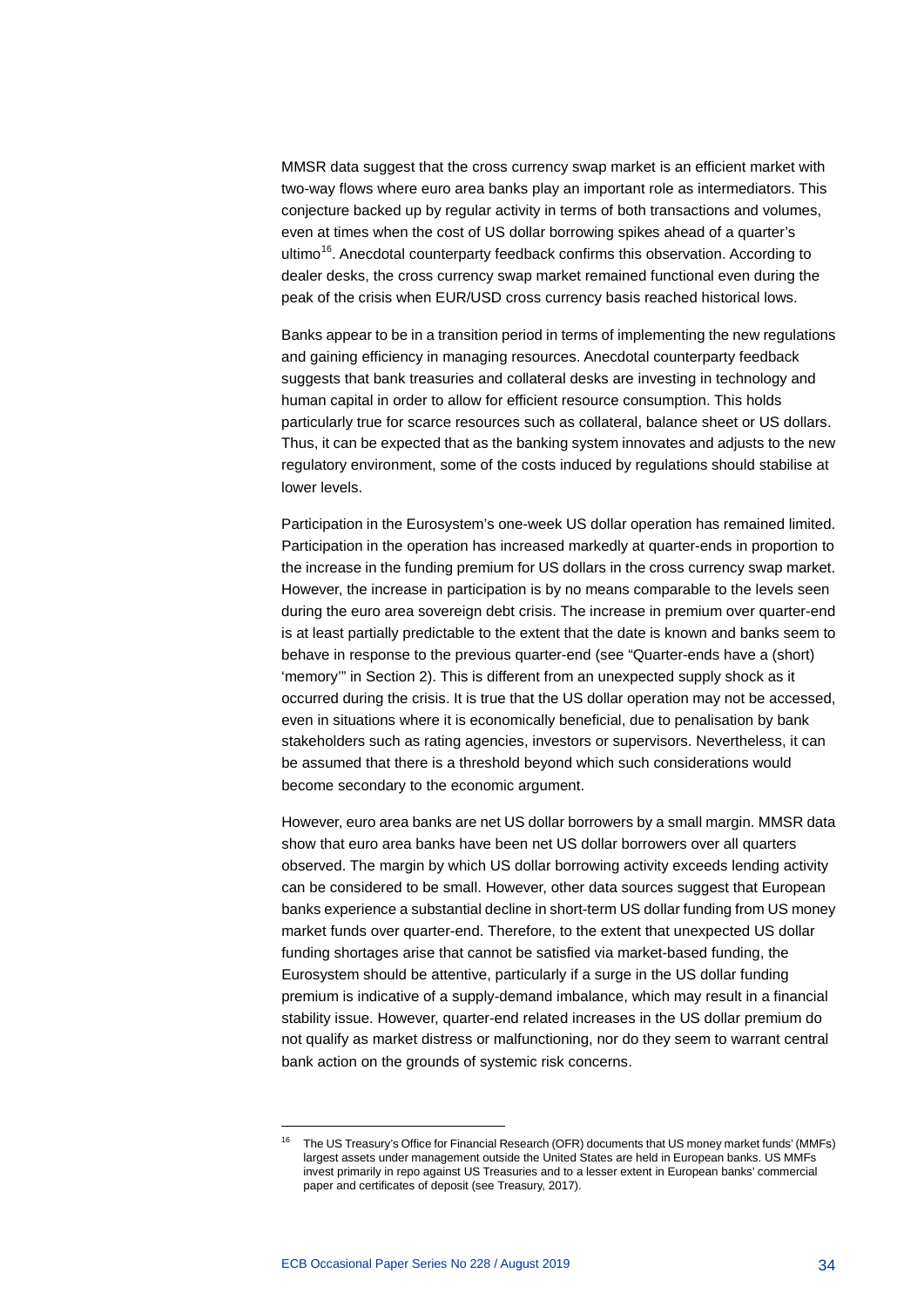MMSR data suggest that the cross currency swap market is an efficient market with two-way flows where euro area banks play an important role as intermediators. This conjecture backed up by regular activity in terms of both transactions and volumes, even at times when the cost of US dollar borrowing spikes ahead of a quarter's ultimo[16]. Anecdotal counterparty feedback confirms this observation. According to dealer desks, the cross currency swap market remained functional even during the peak of the crisis when EUR/USD cross currency basis reached historical lows.

Banks appear to be in a transition period in terms of implementing the new regulations and gaining efficiency in managing resources. Anecdotal counterparty feedback suggests that bank treasuries and collateral desks are investing in technology and human capital in order to allow for efficient resource consumption. This holds particularly true for scarce resources such as collateral, balance sheet or US dollars. Thus, it can be expected that as the banking system innovates and adjusts to the new regulatory environment, some of the costs induced by regulations should stabilise at lower levels.

Participation in the Eurosystem's one-week US dollar operation has remained limited. Participation in the operation has increased markedly at quarter-ends in proportion to the increase in the funding premium for US dollars in the cross currency swap market. However, the increase in participation is by no means comparable to the levels seen during the euro area sovereign debt crisis. The increase in premium over quarter-end is at least partially predictable to the extent that the date is known and banks seem to behave in response to the previous quarter-end (see "Quarter-ends have a (short) 'memory'" in Section 2). This is different from an unexpected supply shock as it occurred during the crisis. It is true that the US dollar operation may not be accessed, even in situations where it is economically beneficial, due to penalisation by bank stakeholders such as rating agencies, investors or supervisors. Nevertheless, it can be assumed that there is a threshold beyond which such considerations would become secondary to the economic argument.

However, euro area banks are net US dollar borrowers by a small margin. MMSR data show that euro area banks have been net US dollar borrowers over all quarters observed. The margin by which US dollar borrowing activity exceeds lending activity can be considered to be small. However, other data sources suggest that European banks experience a substantial decline in short-term US dollar funding from US money market funds over quarter-end. Therefore, to the extent that unexpected US dollar funding shortages arise that cannot be satisfied via market-based funding, the Eurosystem should be attentive, particularly if a surge in the US dollar funding premium is indicative of a supply-demand imbalance, which may result in a financial stability issue. However, quarter-end related increases in the US dollar premium do not qualify as market distress or malfunctioning, nor do they seem to warrant central bank action on the grounds of systemic risk concerns.

[16] The US Treasury's Office for Financial Research (OFR) documents that US money market funds' (MMFs) largest assets under management outside the United States are held in European banks. US MMFs invest primarily in repo against US Treasuries and to a lesser extent in European banks' commercial paper and certificates of deposit (see Treasury, 2017).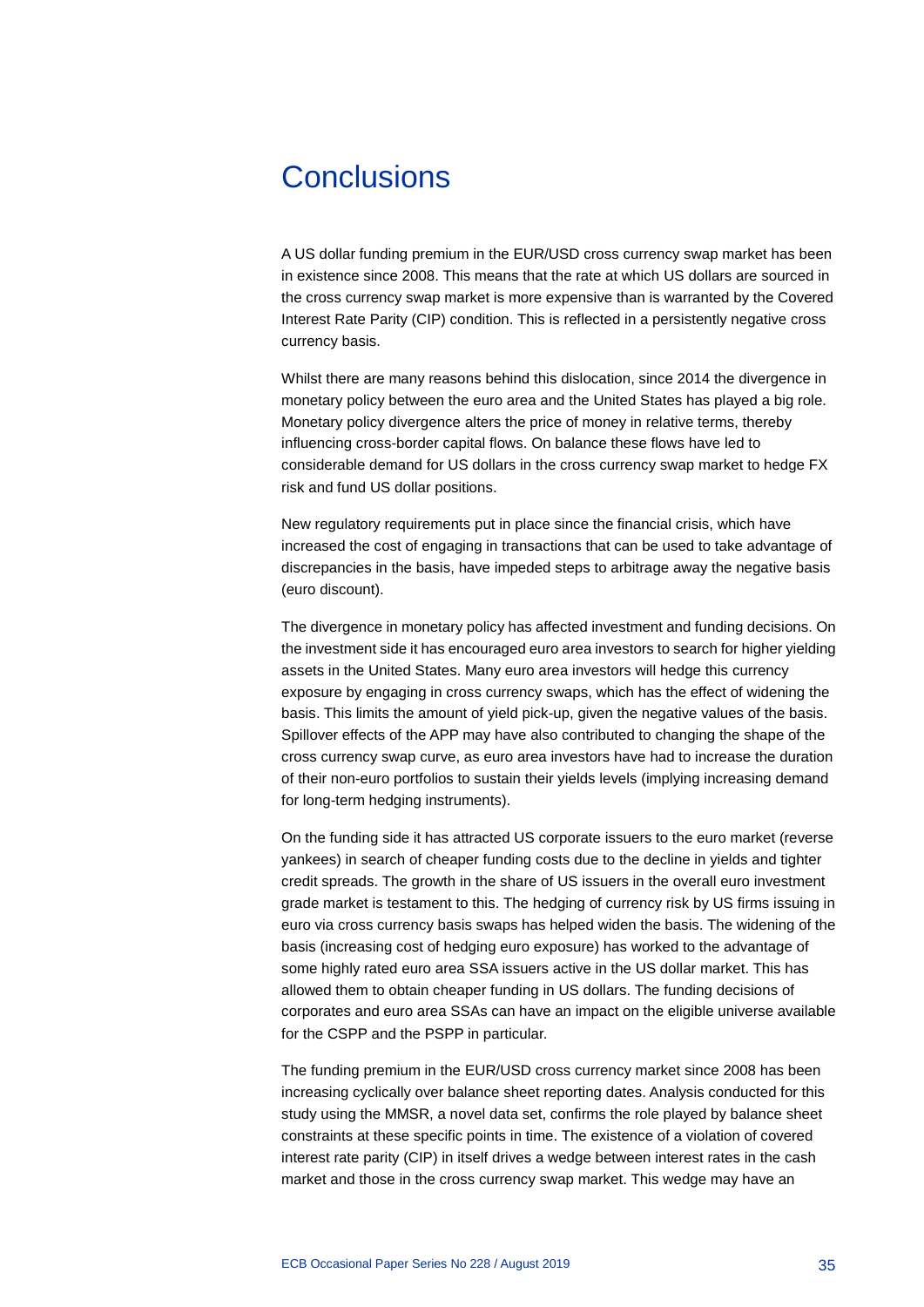# Conclusions

A US dollar funding premium in the EUR/USD cross currency swap market has been in existence since 2008. This means that the rate at which US dollars are sourced in the cross currency swap market is more expensive than is warranted by the Covered Interest Rate Parity (CIP) condition. This is reflected in a persistently negative cross currency basis.

Whilst there are many reasons behind this dislocation, since 2014 the divergence in monetary policy between the euro area and the United States has played a big role. Monetary policy divergence alters the price of money in relative terms, thereby influencing cross-border capital flows. On balance these flows have led to considerable demand for US dollars in the cross currency swap market to hedge FX risk and fund US dollar positions.

New regulatory requirements put in place since the financial crisis, which have increased the cost of engaging in transactions that can be used to take advantage of discrepancies in the basis, have impeded steps to arbitrage away the negative basis (euro discount).

The divergence in monetary policy has affected investment and funding decisions. On the investment side it has encouraged euro area investors to search for higher yielding assets in the United States. Many euro area investors will hedge this currency exposure by engaging in cross currency swaps, which has the effect of widening the basis. This limits the amount of yield pick-up, given the negative values of the basis. Spillover effects of the APP may have also contributed to changing the shape of the cross currency swap curve, as euro area investors have had to increase the duration of their non-euro portfolios to sustain their yields levels (implying increasing demand for long-term hedging instruments).

On the funding side it has attracted US corporate issuers to the euro market (reverse yankees) in search of cheaper funding costs due to the decline in yields and tighter credit spreads. The growth in the share of US issuers in the overall euro investment grade market is testament to this. The hedging of currency risk by US firms issuing in euro via cross currency basis swaps has helped widen the basis. The widening of the basis (increasing cost of hedging euro exposure) has worked to the advantage of some highly rated euro area SSA issuers active in the US dollar market. This has allowed them to obtain cheaper funding in US dollars. The funding decisions of corporates and euro area SSAs can have an impact on the eligible universe available for the CSPP and the PSPP in particular.

The funding premium in the EUR/USD cross currency market since 2008 has been increasing cyclically over balance sheet reporting dates. Analysis conducted for this study using the MMSR, a novel data set, confirms the role played by balance sheet constraints at these specific points in time. The existence of a violation of covered interest rate parity (CIP) in itself drives a wedge between interest rates in the cash market and those in the cross currency swap market. This wedge may have an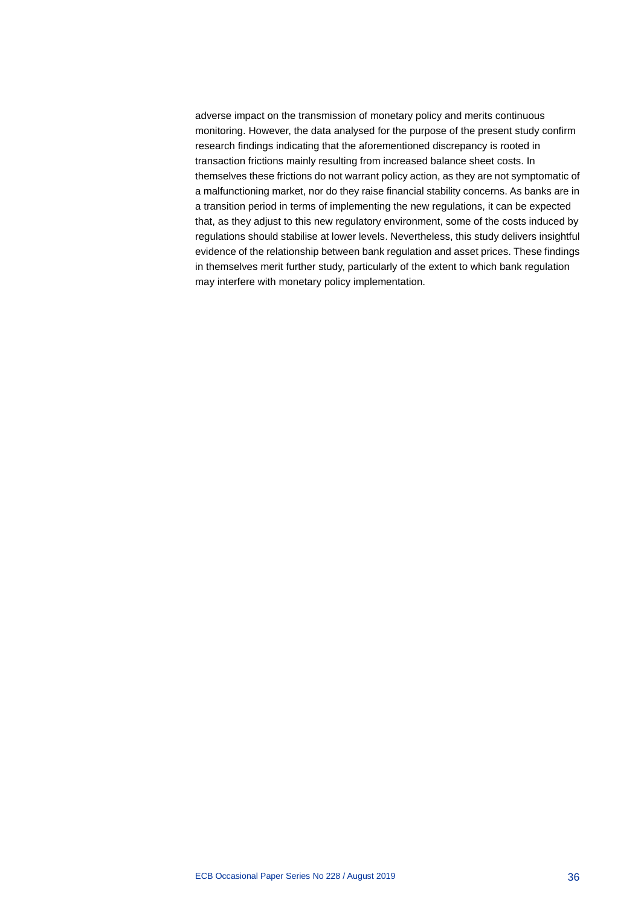adverse impact on the transmission of monetary policy and merits continuous monitoring. However, the data analysed for the purpose of the present study confirm research findings indicating that the aforementioned discrepancy is rooted in transaction frictions mainly resulting from increased balance sheet costs. In themselves these frictions do not warrant policy action, as they are not symptomatic of a malfunctioning market, nor do they raise financial stability concerns. As banks are in a transition period in terms of implementing the new regulations, it can be expected that, as they adjust to this new regulatory environment, some of the costs induced by regulations should stabilise at lower levels. Nevertheless, this study delivers insightful evidence of the relationship between bank regulation and asset prices. These findings in themselves merit further study, particularly of the extent to which bank regulation may interfere with monetary policy implementation.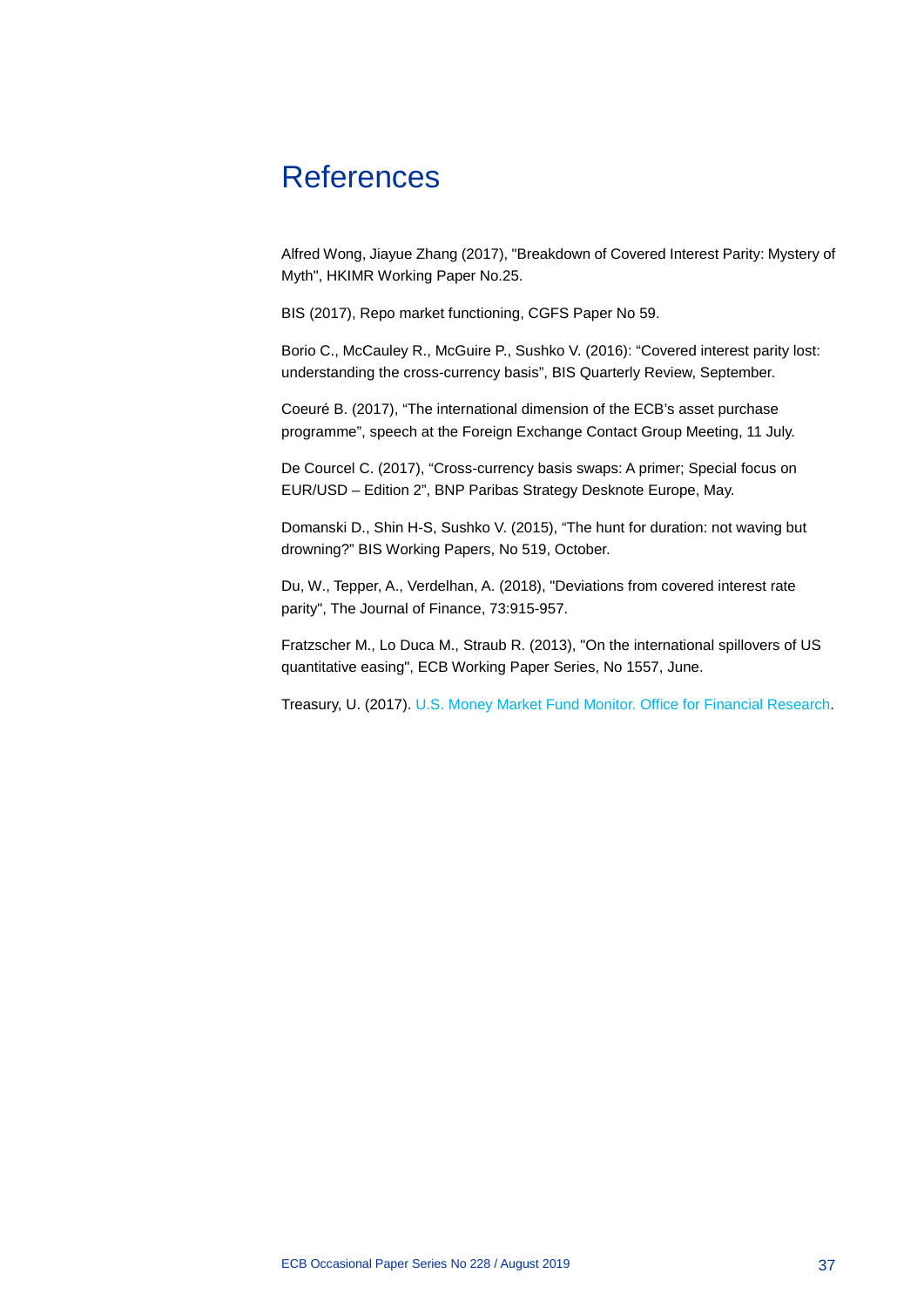# References

Alfred Wong, Jiayue Zhang (2017), "Breakdown of Covered Interest Parity: Mystery of Myth", HKIMR Working Paper No.25.

BIS (2017), Repo market functioning, CGFS Paper No 59.

Borio C., McCauley R., McGuire P., Sushko V. (2016): "Covered interest parity lost: understanding the cross-currency basis", BIS Quarterly Review, September.

Coeuré B. (2017), "The international dimension of the ECB's asset purchase programme", speech at the Foreign Exchange Contact Group Meeting, 11 July.

De Courcel C. (2017), "Cross-currency basis swaps: A primer; Special focus on EUR/USD – Edition 2", BNP Paribas Strategy Desknote Europe, May.

Domanski D., Shin H-S, Sushko V. (2015), "The hunt for duration: not waving but drowning?" BIS Working Papers, No 519, October.

Du, W., Tepper, A., Verdelhan, A. (2018), "Deviations from covered interest rate parity", The Journal of Finance, 73:915-957.

Fratzscher M., Lo Duca M., Straub R. (2013), "On the international spillovers of US quantitative easing", ECB Working Paper Series, No 1557, June.

Treasury, U. (2017). U.S. Money Market Fund Monitor. Office for Financial Research.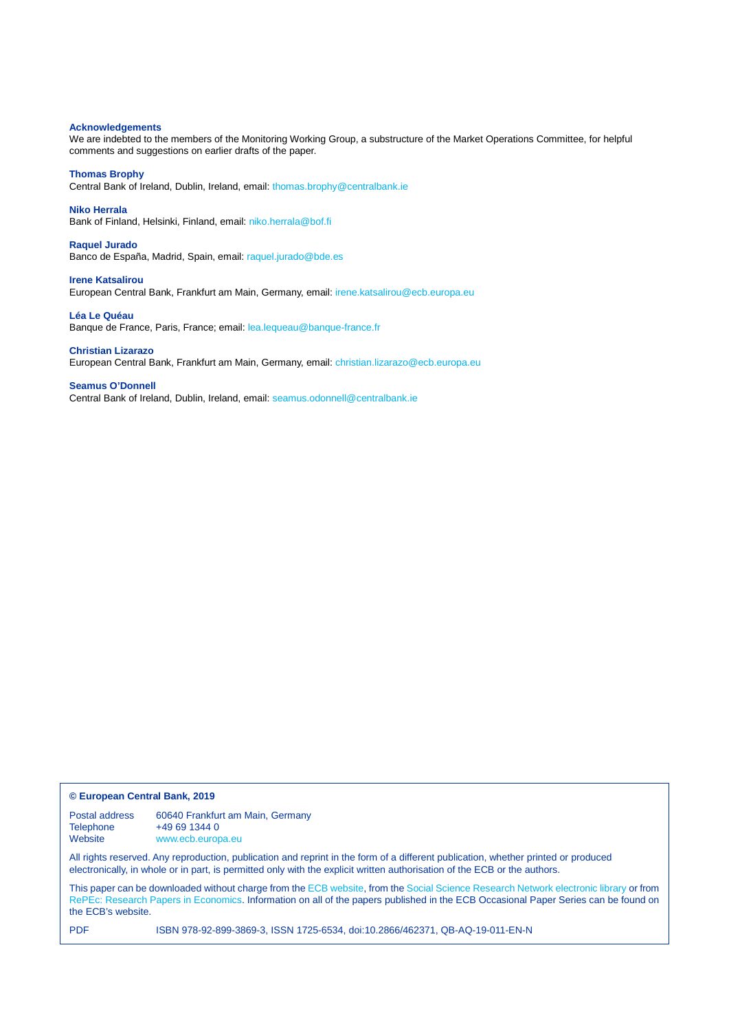**Acknowledgements**

We are indebted to the members of the Monitoring Working Group, a substructure of the Market Operations Committee, for helpful comments and suggestions on earlier drafts of the paper.

**Thomas Brophy**

Central Bank of Ireland, Dublin, Ireland, email: thomas.brophy@centralbank.ie

**Niko Herrala**

Bank of Finland, Helsinki, Finland, email: niko.herrala@bof.fi

**Raquel Jurado**

Banco de España, Madrid, Spain, email: raquel.jurado@bde.es

**Irene Katsalirou**

European Central Bank, Frankfurt am Main, Germany, email: irene.katsalirou@ecb.europa.eu

**Léa Le Quéau**

Banque de France, Paris, France; email: lea.lequeau@banque-france.fr

**Christian Lizarazo**

European Central Bank, Frankfurt am Main, Germany, email: christian.lizarazo@ecb.europa.eu

**Seamus O'Donnell**

Central Bank of Ireland, Dublin, Ireland, email: seamus.odonnell@centralbank.ie

**© European Central Bank, 2019**

| | |
|---|---|
| Postal address | 60640 Frankfurt am Main, Germany |
| Telephone | +49 69 1344 0 |
| Website | www.ecb.europa.eu |

All rights reserved. Any reproduction, publication and reprint in the form of a different publication, whether printed or produced electronically, in whole or in part, is permitted only with the explicit written authorisation of the ECB or the authors.

This paper can be downloaded without charge from the ECB website, from the Social Science Research Network electronic library or from RePEc: Research Papers in Economics. Information on all of the papers published in the ECB Occasional Paper Series can be found on the ECB's website.

| | |
|---|---|
| PDF | ISBN 978-92-899-3869-3, ISSN 1725-6534, doi:10.2866/462371, QB-AQ-19-011-EN-N |